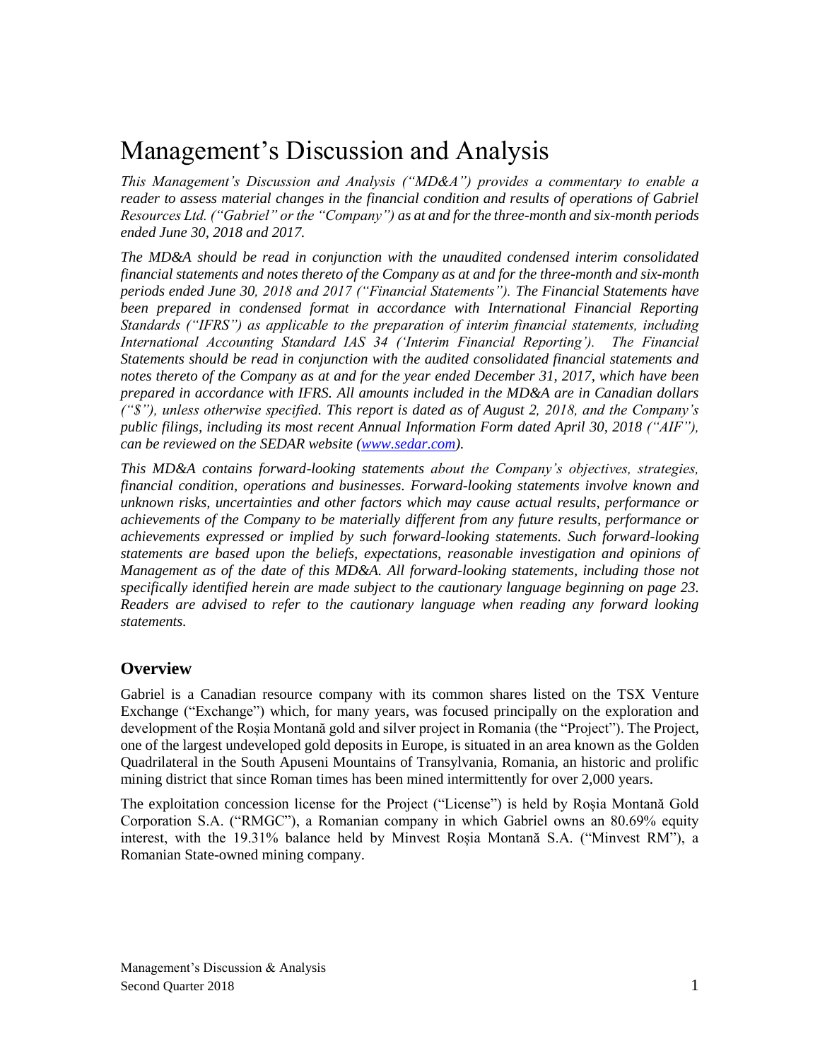# Management's Discussion and Analysis

*This Management's Discussion and Analysis ("MD&A") provides a commentary to enable a reader to assess material changes in the financial condition and results of operations of Gabriel Resources Ltd. ("Gabriel" or the "Company") as at and for the three-month and six-month periods ended June 30, 2018 and 2017.*

*The MD&A should be read in conjunction with the unaudited condensed interim consolidated financial statements and notes thereto of the Company as at and for the three-month and six-month periods ended June 30, 2018 and 2017 ("Financial Statements"). The Financial Statements have been prepared in condensed format in accordance with International Financial Reporting Standards ("IFRS") as applicable to the preparation of interim financial statements, including International Accounting Standard IAS 34 ('Interim Financial Reporting'). The Financial Statements should be read in conjunction with the audited consolidated financial statements and notes thereto of the Company as at and for the year ended December 31, 2017, which have been prepared in accordance with IFRS. All amounts included in the MD&A are in Canadian dollars ("$"), unless otherwise specified. This report is dated as of August 2, 2018, and the Company's public filings, including its most recent Annual Information Form dated April 30, 2018 ("AIF"), can be reviewed on the SEDAR website ([www.sedar.com](http://www.sedar.com)).*

*This MD&A contains forward-looking statements about the Company's objectives, strategies, financial condition, operations and businesses. Forward-looking statements involve known and unknown risks, uncertainties and other factors which may cause actual results, performance or achievements of the Company to be materially different from any future results, performance or achievements expressed or implied by such forward-looking statements. Such forward-looking statements are based upon the beliefs, expectations, reasonable investigation and opinions of Management as of the date of this MD&A. All forward-looking statements, including those not specifically identified herein are made subject to the cautionary language beginning on page 23. Readers are advised to refer to the cautionary language when reading any forward looking statements.*

## Overview

Gabriel is a Canadian resource company with its common shares listed on the TSX Venture Exchange ("Exchange") which, for many years, was focused principally on the exploration and development of the Roșia Montană gold and silver project in Romania (the "Project"). The Project, one of the largest undeveloped gold deposits in Europe, is situated in an area known as the Golden Quadrilateral in the South Apuseni Mountains of Transylvania, Romania, an historic and prolific mining district that since Roman times has been mined intermittently for over 2,000 years.

The exploitation concession license for the Project ("License") is held by Roșia Montană Gold Corporation S.A. ("RMGC"), a Romanian company in which Gabriel owns an 80.69% equity interest, with the 19.31% balance held by Minvest Roșia Montană S.A. ("Minvest RM"), a Romanian State-owned mining company.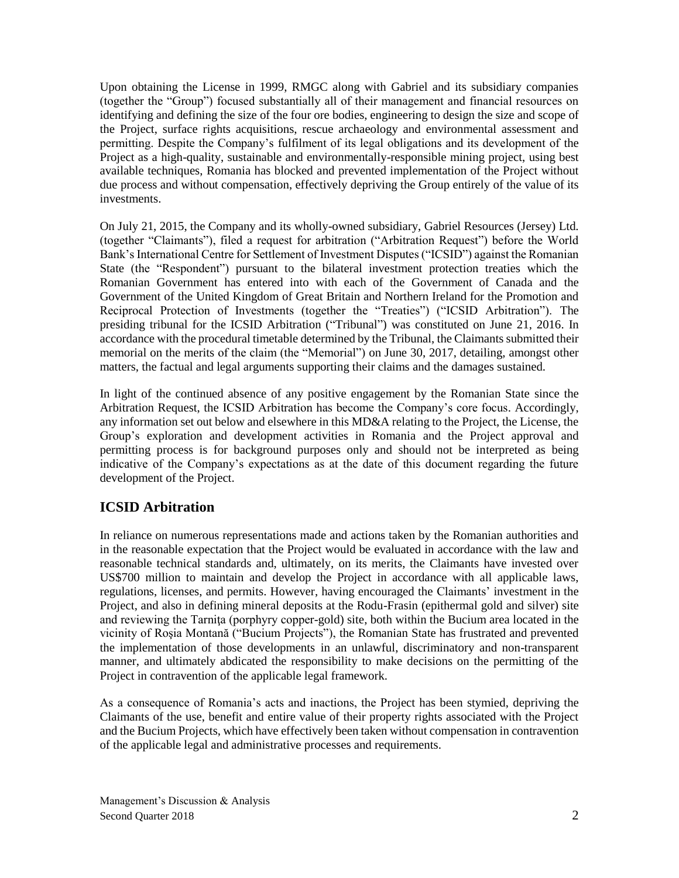Upon obtaining the License in 1999, RMGC along with Gabriel and its subsidiary companies (together the "Group") focused substantially all of their management and financial resources on identifying and defining the size of the four ore bodies, engineering to design the size and scope of the Project, surface rights acquisitions, rescue archaeology and environmental assessment and permitting. Despite the Company's fulfilment of its legal obligations and its development of the Project as a high-quality, sustainable and environmentally-responsible mining project, using best available techniques, Romania has blocked and prevented implementation of the Project without due process and without compensation, effectively depriving the Group entirely of the value of its investments.

On July 21, 2015, the Company and its wholly-owned subsidiary, Gabriel Resources (Jersey) Ltd. (together "Claimants"), filed a request for arbitration ("Arbitration Request") before the World Bank's International Centre for Settlement of Investment Disputes ("ICSID") against the Romanian State (the "Respondent") pursuant to the bilateral investment protection treaties which the Romanian Government has entered into with each of the Government of Canada and the Government of the United Kingdom of Great Britain and Northern Ireland for the Promotion and Reciprocal Protection of Investments (together the "Treaties") ("ICSID Arbitration"). The presiding tribunal for the ICSID Arbitration ("Tribunal") was constituted on June 21, 2016. In accordance with the procedural timetable determined by the Tribunal, the Claimants submitted their memorial on the merits of the claim (the "Memorial") on June 30, 2017, detailing, amongst other matters, the factual and legal arguments supporting their claims and the damages sustained.

In light of the continued absence of any positive engagement by the Romanian State since the Arbitration Request, the ICSID Arbitration has become the Company's core focus. Accordingly, any information set out below and elsewhere in this MD&A relating to the Project, the License, the Group's exploration and development activities in Romania and the Project approval and permitting process is for background purposes only and should not be interpreted as being indicative of the Company's expectations as at the date of this document regarding the future development of the Project.

## ICSID Arbitration

In reliance on numerous representations made and actions taken by the Romanian authorities and in the reasonable expectation that the Project would be evaluated in accordance with the law and reasonable technical standards and, ultimately, on its merits, the Claimants have invested over US$700 million to maintain and develop the Project in accordance with all applicable laws, regulations, licenses, and permits. However, having encouraged the Claimants' investment in the Project, and also in defining mineral deposits at the Rodu-Frasin (epithermal gold and silver) site and reviewing the Tarniţa (porphyry copper-gold) site, both within the Bucium area located in the vicinity of Roşia Montană ("Bucium Projects"), the Romanian State has frustrated and prevented the implementation of those developments in an unlawful, discriminatory and non-transparent manner, and ultimately abdicated the responsibility to make decisions on the permitting of the Project in contravention of the applicable legal framework.

As a consequence of Romania's acts and inactions, the Project has been stymied, depriving the Claimants of the use, benefit and entire value of their property rights associated with the Project and the Bucium Projects, which have effectively been taken without compensation in contravention of the applicable legal and administrative processes and requirements.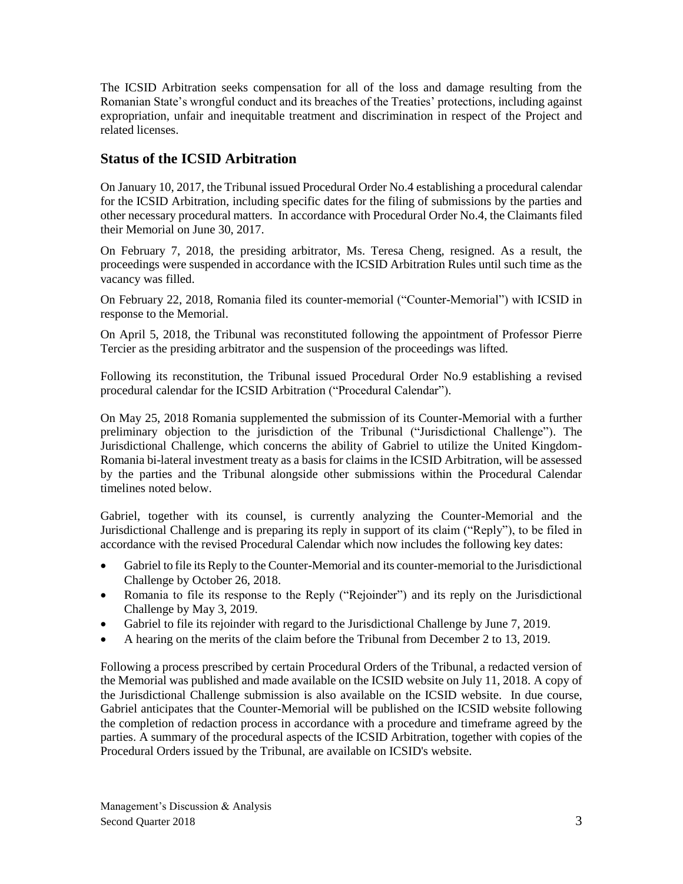The ICSID Arbitration seeks compensation for all of the loss and damage resulting from the Romanian State's wrongful conduct and its breaches of the Treaties' protections, including against expropriation, unfair and inequitable treatment and discrimination in respect of the Project and related licenses.

## Status of the ICSID Arbitration

On January 10, 2017, the Tribunal issued Procedural Order No.4 establishing a procedural calendar for the ICSID Arbitration, including specific dates for the filing of submissions by the parties and other necessary procedural matters. In accordance with Procedural Order No.4, the Claimants filed their Memorial on June 30, 2017.

On February 7, 2018, the presiding arbitrator, Ms. Teresa Cheng, resigned. As a result, the proceedings were suspended in accordance with the ICSID Arbitration Rules until such time as the vacancy was filled.

On February 22, 2018, Romania filed its counter-memorial ("Counter-Memorial") with ICSID in response to the Memorial.

On April 5, 2018, the Tribunal was reconstituted following the appointment of Professor Pierre Tercier as the presiding arbitrator and the suspension of the proceedings was lifted.

Following its reconstitution, the Tribunal issued Procedural Order No.9 establishing a revised procedural calendar for the ICSID Arbitration ("Procedural Calendar").

On May 25, 2018 Romania supplemented the submission of its Counter-Memorial with a further preliminary objection to the jurisdiction of the Tribunal ("Jurisdictional Challenge"). The Jurisdictional Challenge, which concerns the ability of Gabriel to utilize the United Kingdom-Romania bi-lateral investment treaty as a basis for claims in the ICSID Arbitration, will be assessed by the parties and the Tribunal alongside other submissions within the Procedural Calendar timelines noted below.

Gabriel, together with its counsel, is currently analyzing the Counter-Memorial and the Jurisdictional Challenge and is preparing its reply in support of its claim ("Reply"), to be filed in accordance with the revised Procedural Calendar which now includes the following key dates:

- Gabriel to file its Reply to the Counter-Memorial and its counter-memorial to the Jurisdictional Challenge by October 26, 2018.
- Romania to file its response to the Reply ("Rejoinder") and its reply on the Jurisdictional Challenge by May 3, 2019.
- Gabriel to file its rejoinder with regard to the Jurisdictional Challenge by June 7, 2019.
- A hearing on the merits of the claim before the Tribunal from December 2 to 13, 2019.

Following a process prescribed by certain Procedural Orders of the Tribunal, a redacted version of the Memorial was published and made available on the ICSID website on July 11, 2018. A copy of the Jurisdictional Challenge submission is also available on the ICSID website. In due course, Gabriel anticipates that the Counter-Memorial will be published on the ICSID website following the completion of redaction process in accordance with a procedure and timeframe agreed by the parties. A summary of the procedural aspects of the ICSID Arbitration, together with copies of the Procedural Orders issued by the Tribunal, are available on ICSID's website.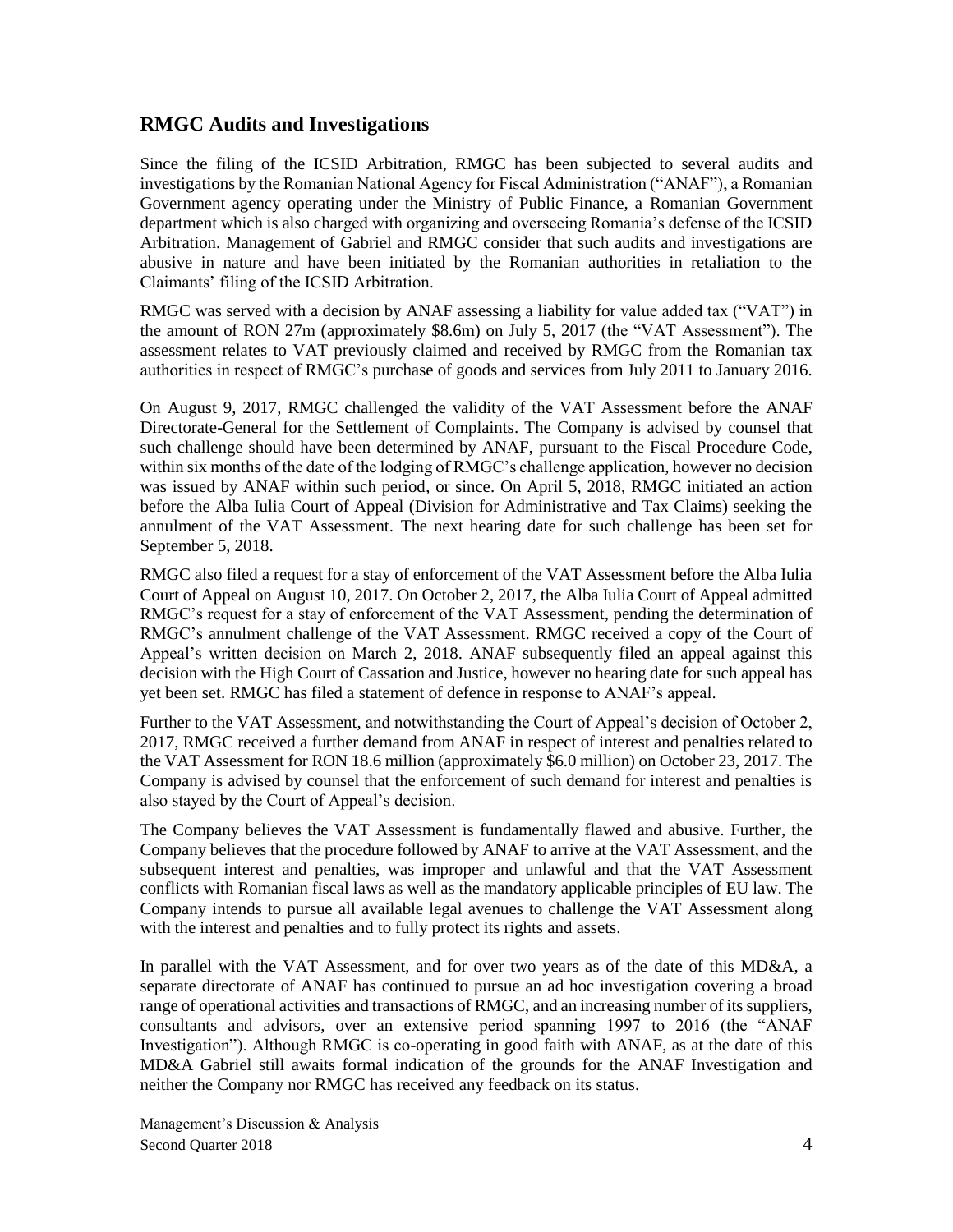## RMGC Audits and Investigations

Since the filing of the ICSID Arbitration, RMGC has been subjected to several audits and investigations by the Romanian National Agency for Fiscal Administration ("ANAF"), a Romanian Government agency operating under the Ministry of Public Finance, a Romanian Government department which is also charged with organizing and overseeing Romania's defense of the ICSID Arbitration. Management of Gabriel and RMGC consider that such audits and investigations are abusive in nature and have been initiated by the Romanian authorities in retaliation to the Claimants' filing of the ICSID Arbitration.

RMGC was served with a decision by ANAF assessing a liability for value added tax ("VAT") in the amount of RON 27m (approximately $8.6m) on July 5, 2017 (the "VAT Assessment"). The assessment relates to VAT previously claimed and received by RMGC from the Romanian tax authorities in respect of RMGC's purchase of goods and services from July 2011 to January 2016.

On August 9, 2017, RMGC challenged the validity of the VAT Assessment before the ANAF Directorate-General for the Settlement of Complaints. The Company is advised by counsel that such challenge should have been determined by ANAF, pursuant to the Fiscal Procedure Code, within six months of the date of the lodging of RMGC's challenge application, however no decision was issued by ANAF within such period, or since. On April 5, 2018, RMGC initiated an action before the Alba Iulia Court of Appeal (Division for Administrative and Tax Claims) seeking the annulment of the VAT Assessment. The next hearing date for such challenge has been set for September 5, 2018.

RMGC also filed a request for a stay of enforcement of the VAT Assessment before the Alba Iulia Court of Appeal on August 10, 2017. On October 2, 2017, the Alba Iulia Court of Appeal admitted RMGC's request for a stay of enforcement of the VAT Assessment, pending the determination of RMGC's annulment challenge of the VAT Assessment. RMGC received a copy of the Court of Appeal's written decision on March 2, 2018. ANAF subsequently filed an appeal against this decision with the High Court of Cassation and Justice, however no hearing date for such appeal has yet been set. RMGC has filed a statement of defence in response to ANAF's appeal.

Further to the VAT Assessment, and notwithstanding the Court of Appeal's decision of October 2, 2017, RMGC received a further demand from ANAF in respect of interest and penalties related to the VAT Assessment for RON 18.6 million (approximately $6.0 million) on October 23, 2017. The Company is advised by counsel that the enforcement of such demand for interest and penalties is also stayed by the Court of Appeal's decision.

The Company believes the VAT Assessment is fundamentally flawed and abusive. Further, the Company believes that the procedure followed by ANAF to arrive at the VAT Assessment, and the subsequent interest and penalties, was improper and unlawful and that the VAT Assessment conflicts with Romanian fiscal laws as well as the mandatory applicable principles of EU law. The Company intends to pursue all available legal avenues to challenge the VAT Assessment along with the interest and penalties and to fully protect its rights and assets.

In parallel with the VAT Assessment, and for over two years as of the date of this MD&A, a separate directorate of ANAF has continued to pursue an ad hoc investigation covering a broad range of operational activities and transactions of RMGC, and an increasing number of its suppliers, consultants and advisors, over an extensive period spanning 1997 to 2016 (the "ANAF Investigation"). Although RMGC is co-operating in good faith with ANAF, as at the date of this MD&A Gabriel still awaits formal indication of the grounds for the ANAF Investigation and neither the Company nor RMGC has received any feedback on its status.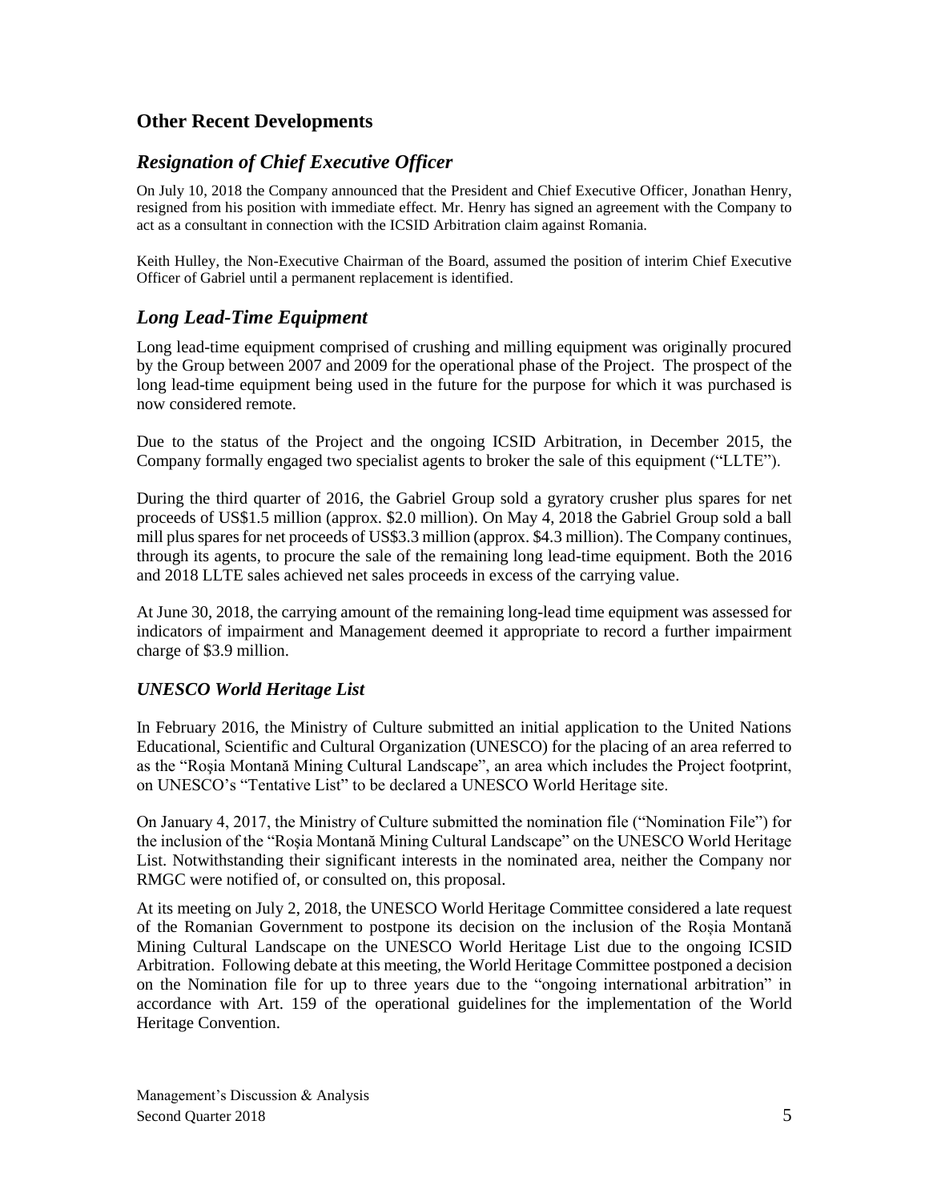## Other Recent Developments

### *Resignation of Chief Executive Officer*

On July 10, 2018 the Company announced that the President and Chief Executive Officer, Jonathan Henry, resigned from his position with immediate effect. Mr. Henry has signed an agreement with the Company to act as a consultant in connection with the ICSID Arbitration claim against Romania.

Keith Hulley, the Non-Executive Chairman of the Board, assumed the position of interim Chief Executive Officer of Gabriel until a permanent replacement is identified.

### *Long Lead-Time Equipment*

Long lead-time equipment comprised of crushing and milling equipment was originally procured by the Group between 2007 and 2009 for the operational phase of the Project. The prospect of the long lead-time equipment being used in the future for the purpose for which it was purchased is now considered remote.

Due to the status of the Project and the ongoing ICSID Arbitration, in December 2015, the Company formally engaged two specialist agents to broker the sale of this equipment ("LLTE").

During the third quarter of 2016, the Gabriel Group sold a gyratory crusher plus spares for net proceeds of US$1.5 million (approx. $2.0 million). On May 4, 2018 the Gabriel Group sold a ball mill plus spares for net proceeds of US$3.3 million (approx. $4.3 million). The Company continues, through its agents, to procure the sale of the remaining long lead-time equipment. Both the 2016 and 2018 LLTE sales achieved net sales proceeds in excess of the carrying value.

At June 30, 2018, the carrying amount of the remaining long-lead time equipment was assessed for indicators of impairment and Management deemed it appropriate to record a further impairment charge of $3.9 million.

### *UNESCO World Heritage List*

In February 2016, the Ministry of Culture submitted an initial application to the United Nations Educational, Scientific and Cultural Organization (UNESCO) for the placing of an area referred to as the "Roşia Montană Mining Cultural Landscape", an area which includes the Project footprint, on UNESCO's "Tentative List" to be declared a UNESCO World Heritage site.

On January 4, 2017, the Ministry of Culture submitted the nomination file ("Nomination File") for the inclusion of the "Roşia Montană Mining Cultural Landscape" on the UNESCO World Heritage List. Notwithstanding their significant interests in the nominated area, neither the Company nor RMGC were notified of, or consulted on, this proposal.

At its meeting on July 2, 2018, the UNESCO World Heritage Committee considered a late request of the Romanian Government to postpone its decision on the inclusion of the Roșia Montană Mining Cultural Landscape on the UNESCO World Heritage List due to the ongoing ICSID Arbitration. Following debate at this meeting, the World Heritage Committee postponed a decision on the Nomination file for up to three years due to the "ongoing international arbitration" in accordance with Art. 159 of the operational guidelines for the implementation of the World Heritage Convention.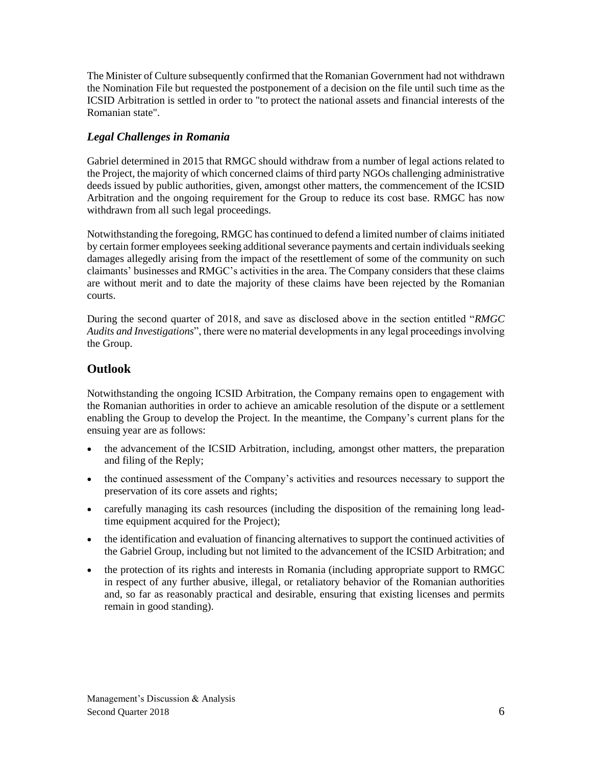The Minister of Culture subsequently confirmed that the Romanian Government had not withdrawn the Nomination File but requested the postponement of a decision on the file until such time as the ICSID Arbitration is settled in order to "to protect the national assets and financial interests of the Romanian state".

### *Legal Challenges in Romania*

Gabriel determined in 2015 that RMGC should withdraw from a number of legal actions related to the Project, the majority of which concerned claims of third party NGOs challenging administrative deeds issued by public authorities, given, amongst other matters, the commencement of the ICSID Arbitration and the ongoing requirement for the Group to reduce its cost base. RMGC has now withdrawn from all such legal proceedings.

Notwithstanding the foregoing, RMGC has continued to defend a limited number of claims initiated by certain former employees seeking additional severance payments and certain individuals seeking damages allegedly arising from the impact of the resettlement of some of the community on such claimants' businesses and RMGC's activities in the area. The Company considers that these claims are without merit and to date the majority of these claims have been rejected by the Romanian courts.

During the second quarter of 2018, and save as disclosed above in the section entitled "*RMGC Audits and Investigations*", there were no material developments in any legal proceedings involving the Group.

## **Outlook**

Notwithstanding the ongoing ICSID Arbitration, the Company remains open to engagement with the Romanian authorities in order to achieve an amicable resolution of the dispute or a settlement enabling the Group to develop the Project. In the meantime, the Company's current plans for the ensuing year are as follows:

- the advancement of the ICSID Arbitration, including, amongst other matters, the preparation and filing of the Reply;
- the continued assessment of the Company's activities and resources necessary to support the preservation of its core assets and rights;
- carefully managing its cash resources (including the disposition of the remaining long lead-time equipment acquired for the Project);
- the identification and evaluation of financing alternatives to support the continued activities of the Gabriel Group, including but not limited to the advancement of the ICSID Arbitration; and
- the protection of its rights and interests in Romania (including appropriate support to RMGC in respect of any further abusive, illegal, or retaliatory behavior of the Romanian authorities and, so far as reasonably practical and desirable, ensuring that existing licenses and permits remain in good standing).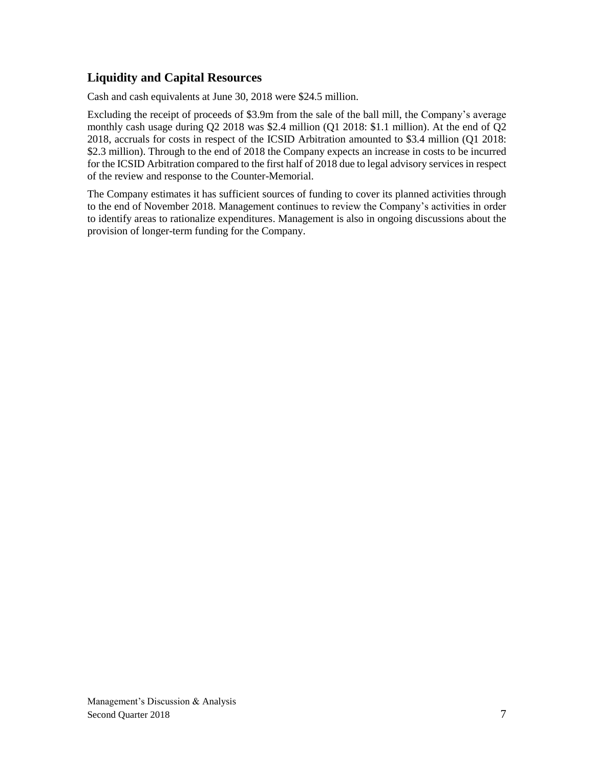## Liquidity and Capital Resources

Cash and cash equivalents at June 30, 2018 were $24.5 million.

Excluding the receipt of proceeds of $3.9m from the sale of the ball mill, the Company's average monthly cash usage during Q2 2018 was $2.4 million (Q1 2018: $1.1 million). At the end of Q2 2018, accruals for costs in respect of the ICSID Arbitration amounted to $3.4 million (Q1 2018: $2.3 million). Through to the end of 2018 the Company expects an increase in costs to be incurred for the ICSID Arbitration compared to the first half of 2018 due to legal advisory services in respect of the review and response to the Counter-Memorial.

The Company estimates it has sufficient sources of funding to cover its planned activities through to the end of November 2018. Management continues to review the Company's activities in order to identify areas to rationalize expenditures. Management is also in ongoing discussions about the provision of longer-term funding for the Company.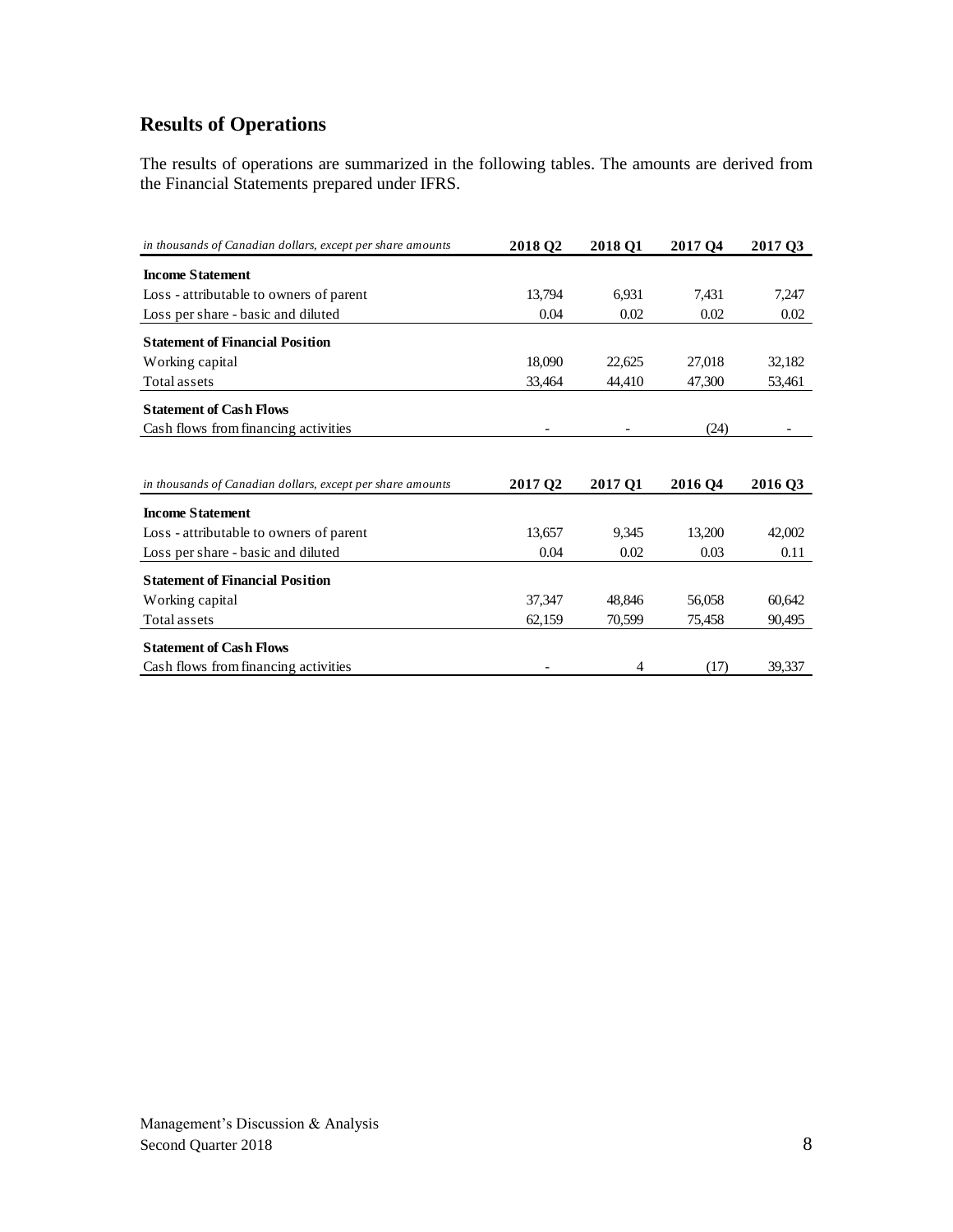## Results of Operations

The results of operations are summarized in the following tables. The amounts are derived from the Financial Statements prepared under IFRS.

| *in thousands of Canadian dollars, except per share amounts* | 2018 Q2 | 2018 Q1 | 2017 Q4 | 2017 Q3 |
|---|---|---|---|---|
| **Income Statement** | | | | |
| Loss - attributable to owners of parent | 13,794 | 6,931 | 7,431 | 7,247 |
| Loss per share - basic and diluted | 0.04 | 0.02 | 0.02 | 0.02 |
| **Statement of Financial Position** | | | | |
| Working capital | 18,090 | 22,625 | 27,018 | 32,182 |
| Total assets | 33,464 | 44,410 | 47,300 | 53,461 |
| **Statement of Cash Flows** | | | | |
| Cash flows from financing activities | - | - | (24) | - |

| *in thousands of Canadian dollars, except per share amounts* | 2017 Q2 | 2017 Q1 | 2016 Q4 | 2016 Q3 |
|---|---|---|---|---|
| **Income Statement** | | | | |
| Loss - attributable to owners of parent | 13,657 | 9,345 | 13,200 | 42,002 |
| Loss per share - basic and diluted | 0.04 | 0.02 | 0.03 | 0.11 |
| **Statement of Financial Position** | | | | |
| Working capital | 37,347 | 48,846 | 56,058 | 60,642 |
| Total assets | 62,159 | 70,599 | 75,458 | 90,495 |
| **Statement of Cash Flows** | | | | |
| Cash flows from financing activities | - | 4 | (17) | 39,337 |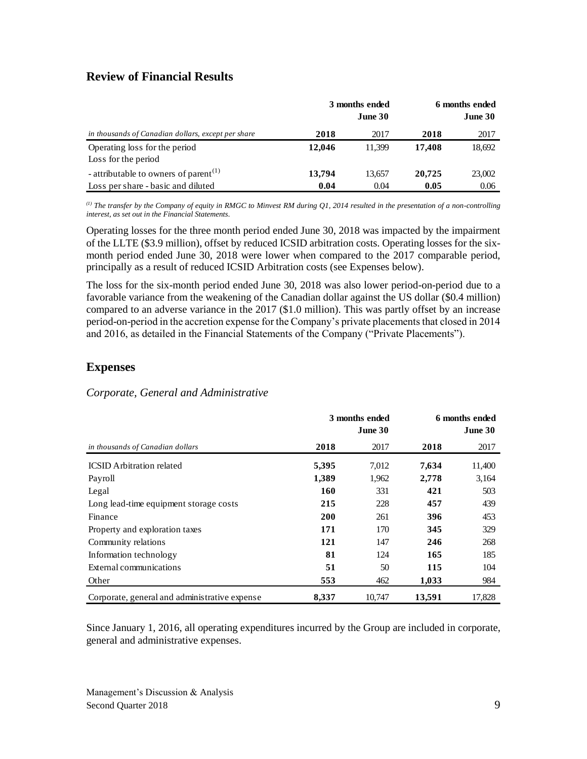## Review of Financial Results

| | 3 months ended June 30 | | 6 months ended June 30 | |
|---|---|---|---|---|
| *in thousands of Canadian dollars, except per share* | **2018** | 2017 | **2018** | 2017 |
| Operating loss for the period | **12,046** | 11,399 | **17,408** | 18,692 |
| Loss for the period | | | | |
| - attributable to owners of parent[(1)] | **13,794** | 13,657 | **20,725** | 23,002 |
| Loss per share - basic and diluted | **0.04** | 0.04 | **0.05** | 0.06 |

*[(1)] The transfer by the Company of equity in RMGC to Minvest RM during Q1, 2014 resulted in the presentation of a non-controlling interest, as set out in the Financial Statements.*

Operating losses for the three month period ended June 30, 2018 was impacted by the impairment of the LLTE ($3.9 million), offset by reduced ICSID arbitration costs. Operating losses for the six-month period ended June 30, 2018 were lower when compared to the 2017 comparable period, principally as a result of reduced ICSID Arbitration costs (see Expenses below).

The loss for the six-month period ended June 30, 2018 was also lower period-on-period due to a favorable variance from the weakening of the Canadian dollar against the US dollar ($0.4 million) compared to an adverse variance in the 2017 ($1.0 million). This was partly offset by an increase period-on-period in the accretion expense for the Company's private placements that closed in 2014 and 2016, as detailed in the Financial Statements of the Company ("Private Placements").

## Expenses

### *Corporate, General and Administrative*

| | 3 months ended June 30 | | 6 months ended June 30 | |
|---|---|---|---|---|
| *in thousands of Canadian dollars* | **2018** | 2017 | **2018** | 2017 |
| ICSID Arbitration related | **5,395** | 7,012 | **7,634** | 11,400 |
| Payroll | **1,389** | 1,962 | **2,778** | 3,164 |
| Legal | **160** | 331 | **421** | 503 |
| Long lead-time equipment storage costs | **215** | 228 | **457** | 439 |
| Finance | **200** | 261 | **396** | 453 |
| Property and exploration taxes | **171** | 170 | **345** | 329 |
| Community relations | **121** | 147 | **246** | 268 |
| Information technology | **81** | 124 | **165** | 185 |
| External communications | **51** | 50 | **115** | 104 |
| Other | **553** | 462 | **1,033** | 984 |
| Corporate, general and administrative expense | **8,337** | 10,747 | **13,591** | 17,828 |

Since January 1, 2016, all operating expenditures incurred by the Group are included in corporate, general and administrative expenses.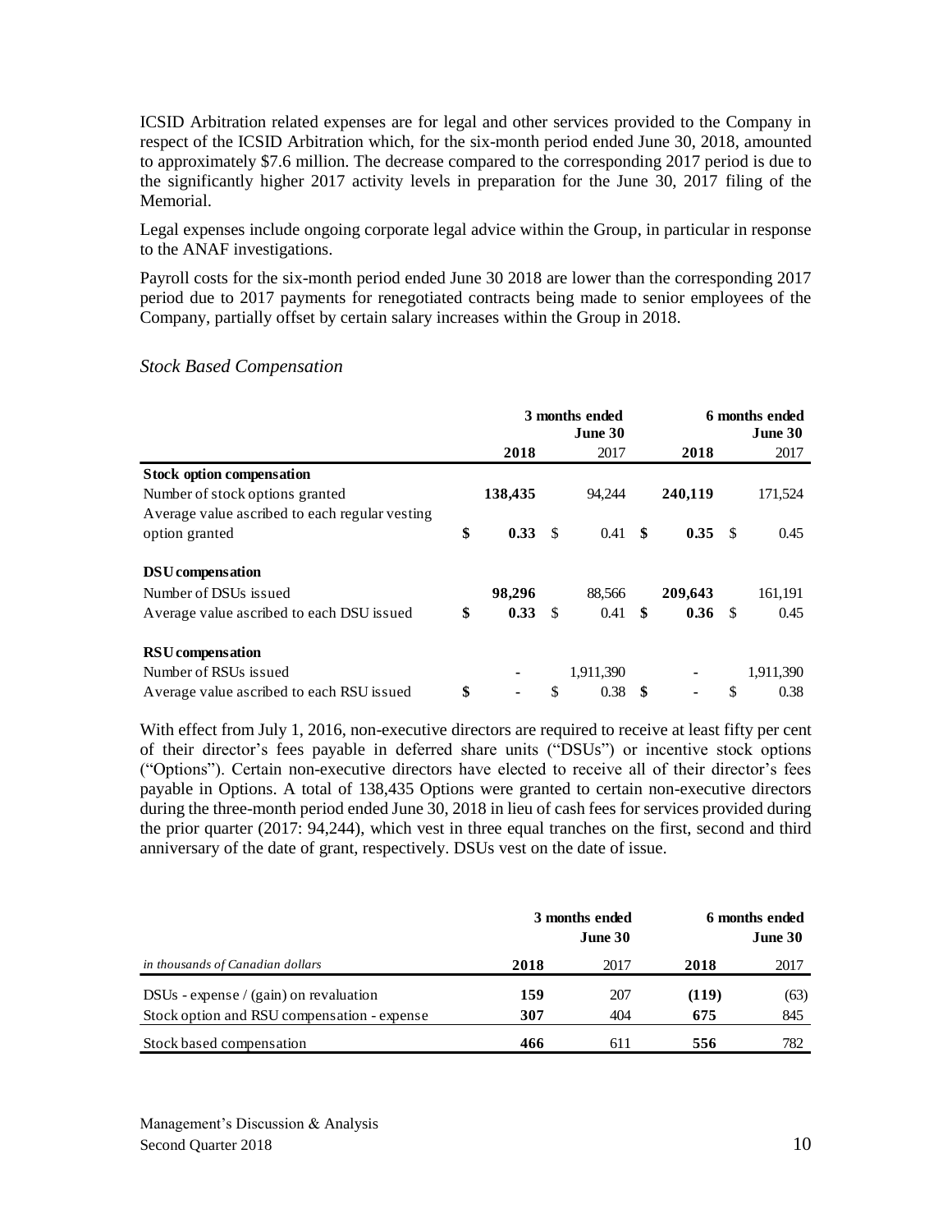ICSID Arbitration related expenses are for legal and other services provided to the Company in respect of the ICSID Arbitration which, for the six-month period ended June 30, 2018, amounted to approximately $7.6 million. The decrease compared to the corresponding 2017 period is due to the significantly higher 2017 activity levels in preparation for the June 30, 2017 filing of the Memorial.

Legal expenses include ongoing corporate legal advice within the Group, in particular in response to the ANAF investigations.

Payroll costs for the six-month period ended June 30 2018 are lower than the corresponding 2017 period due to 2017 payments for renegotiated contracts being made to senior employees of the Company, partially offset by certain salary increases within the Group in 2018.

*Stock Based Compensation*

| | 3 months ended June 30 | | 6 months ended June 30 | |
|---|---|---|---|---|
| | **2018** | 2017 | **2018** | 2017 |
| **Stock option compensation** | | | | |
| Number of stock options granted | **138,435** | 94,244 | **240,119** | 171,524 |
| Average value ascribed to each regular vesting option granted | **$ 0.33** | $ 0.41 | **$ 0.35** | $ 0.45 |
| **DSU compensation** | | | | |
| Number of DSUs issued | **98,296** | 88,566 | **209,643** | 161,191 |
| Average value ascribed to each DSU issued | **$ 0.33** | $ 0.41 | **$ 0.36** | $ 0.45 |
| **RSU compensation** | | | | |
| Number of RSUs issued | **-** | 1,911,390 | **-** | 1,911,390 |
| Average value ascribed to each RSU issued | **$ -** | $ 0.38 | **$ -** | $ 0.38 |

With effect from July 1, 2016, non-executive directors are required to receive at least fifty per cent of their director's fees payable in deferred share units ("DSUs") or incentive stock options ("Options"). Certain non-executive directors have elected to receive all of their director's fees payable in Options. A total of 138,435 Options were granted to certain non-executive directors during the three-month period ended June 30, 2018 in lieu of cash fees for services provided during the prior quarter (2017: 94,244), which vest in three equal tranches on the first, second and third anniversary of the date of grant, respectively. DSUs vest on the date of issue.

| | 3 months ended June 30 | | 6 months ended June 30 | |
|---|---|---|---|---|
| *in thousands of Canadian dollars* | **2018** | 2017 | **2018** | 2017 |
| DSUs - expense / (gain) on revaluation | **159** | 207 | **(119)** | (63) |
| Stock option and RSU compensation - expense | **307** | 404 | **675** | 845 |
| Stock based compensation | **466** | 611 | **556** | 782 |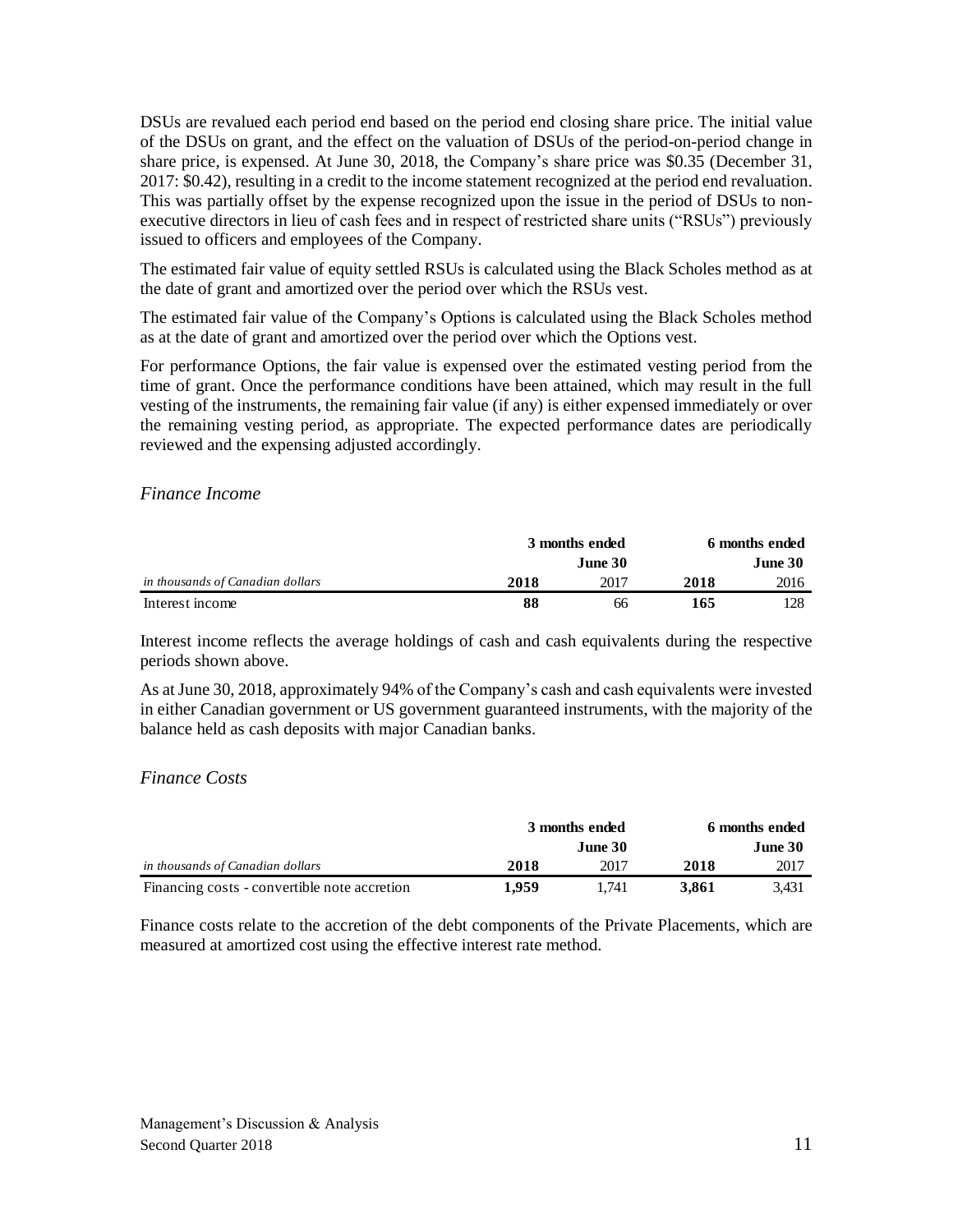DSUs are revalued each period end based on the period end closing share price. The initial value of the DSUs on grant, and the effect on the valuation of DSUs of the period-on-period change in share price, is expensed. At June 30, 2018, the Company's share price was $0.35 (December 31, 2017: $0.42), resulting in a credit to the income statement recognized at the period end revaluation. This was partially offset by the expense recognized upon the issue in the period of DSUs to non-executive directors in lieu of cash fees and in respect of restricted share units ("RSUs") previously issued to officers and employees of the Company.

The estimated fair value of equity settled RSUs is calculated using the Black Scholes method as at the date of grant and amortized over the period over which the RSUs vest.

The estimated fair value of the Company's Options is calculated using the Black Scholes method as at the date of grant and amortized over the period over which the Options vest.

For performance Options, the fair value is expensed over the estimated vesting period from the time of grant. Once the performance conditions have been attained, which may result in the full vesting of the instruments, the remaining fair value (if any) is either expensed immediately or over the remaining vesting period, as appropriate. The expected performance dates are periodically reviewed and the expensing adjusted accordingly.

### *Finance Income*

| | **3 months ended June 30** | | **6 months ended June 30** | |
|---|---|---|---|---|
| *in thousands of Canadian dollars* | **2018** | 2017 | **2018** | 2016 |
| Interest income | **88** | 66 | **165** | 128 |

Interest income reflects the average holdings of cash and cash equivalents during the respective periods shown above.

As at June 30, 2018, approximately 94% of the Company's cash and cash equivalents were invested in either Canadian government or US government guaranteed instruments, with the majority of the balance held as cash deposits with major Canadian banks.

### *Finance Costs*

| | **3 months ended June 30** | | **6 months ended June 30** | |
|---|---|---|---|---|
| *in thousands of Canadian dollars* | **2018** | 2017 | **2018** | 2017 |
| Financing costs - convertible note accretion | **1,959** | 1,741 | **3,861** | 3,431 |

Finance costs relate to the accretion of the debt components of the Private Placements, which are measured at amortized cost using the effective interest rate method.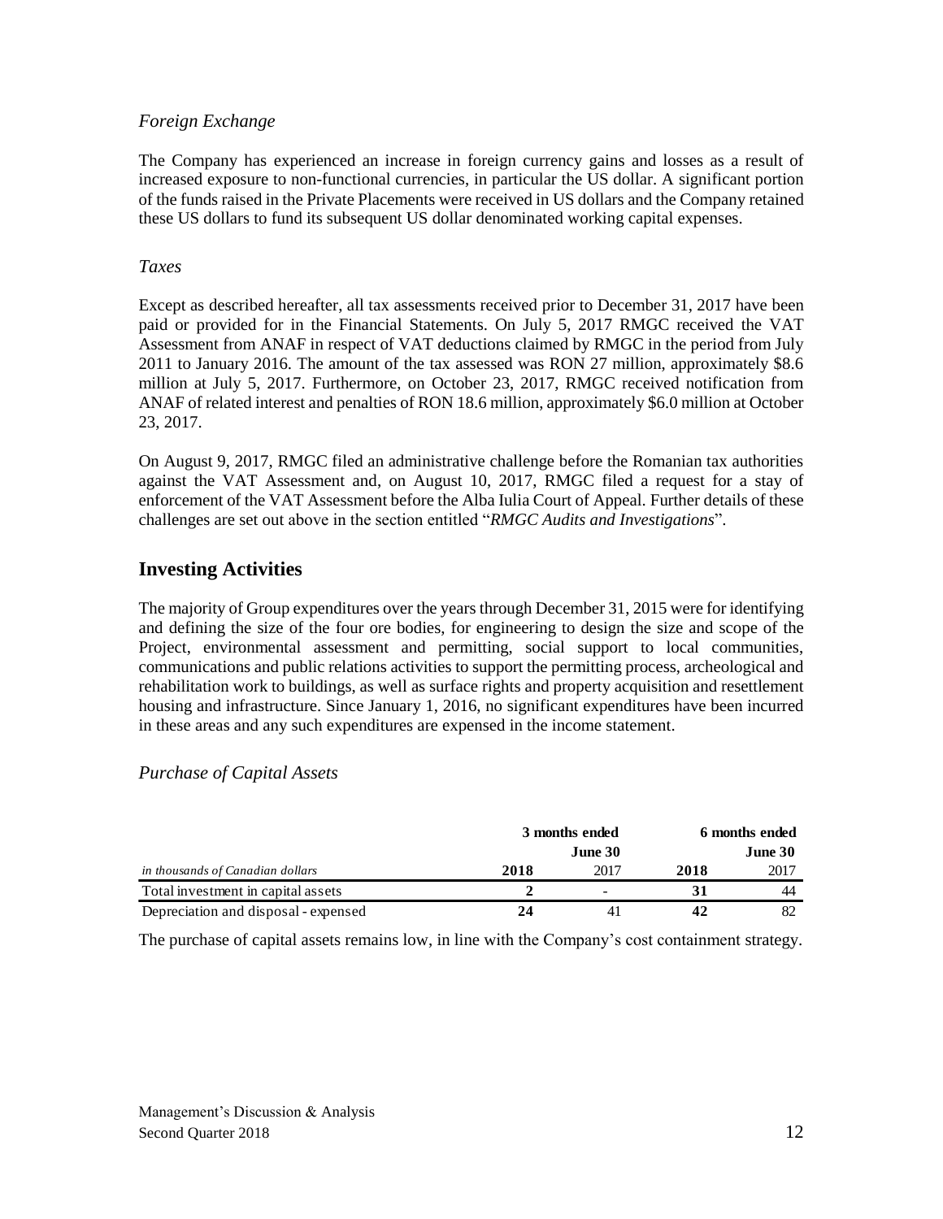*Foreign Exchange*

The Company has experienced an increase in foreign currency gains and losses as a result of increased exposure to non-functional currencies, in particular the US dollar. A significant portion of the funds raised in the Private Placements were received in US dollars and the Company retained these US dollars to fund its subsequent US dollar denominated working capital expenses.

*Taxes*

Except as described hereafter, all tax assessments received prior to December 31, 2017 have been paid or provided for in the Financial Statements. On July 5, 2017 RMGC received the VAT Assessment from ANAF in respect of VAT deductions claimed by RMGC in the period from July 2011 to January 2016. The amount of the tax assessed was RON 27 million, approximately $8.6 million at July 5, 2017. Furthermore, on October 23, 2017, RMGC received notification from ANAF of related interest and penalties of RON 18.6 million, approximately $6.0 million at October 23, 2017.

On August 9, 2017, RMGC filed an administrative challenge before the Romanian tax authorities against the VAT Assessment and, on August 10, 2017, RMGC filed a request for a stay of enforcement of the VAT Assessment before the Alba Iulia Court of Appeal. Further details of these challenges are set out above in the section entitled "*RMGC Audits and Investigations*".

## Investing Activities

The majority of Group expenditures over the years through December 31, 2015 were for identifying and defining the size of the four ore bodies, for engineering to design the size and scope of the Project, environmental assessment and permitting, social support to local communities, communications and public relations activities to support the permitting process, archeological and rehabilitation work to buildings, as well as surface rights and property acquisition and resettlement housing and infrastructure. Since January 1, 2016, no significant expenditures have been incurred in these areas and any such expenditures are expensed in the income statement.

*Purchase of Capital Assets*

| | 3 months ended June 30 | | 6 months ended June 30 | |
|---|---|---|---|---|
| *in thousands of Canadian dollars* | **2018** | 2017 | **2018** | 2017 |
| Total investment in capital assets | **2** | - | **31** | 44 |
| Depreciation and disposal - expensed | **24** | 41 | **42** | 82 |

The purchase of capital assets remains low, in line with the Company's cost containment strategy.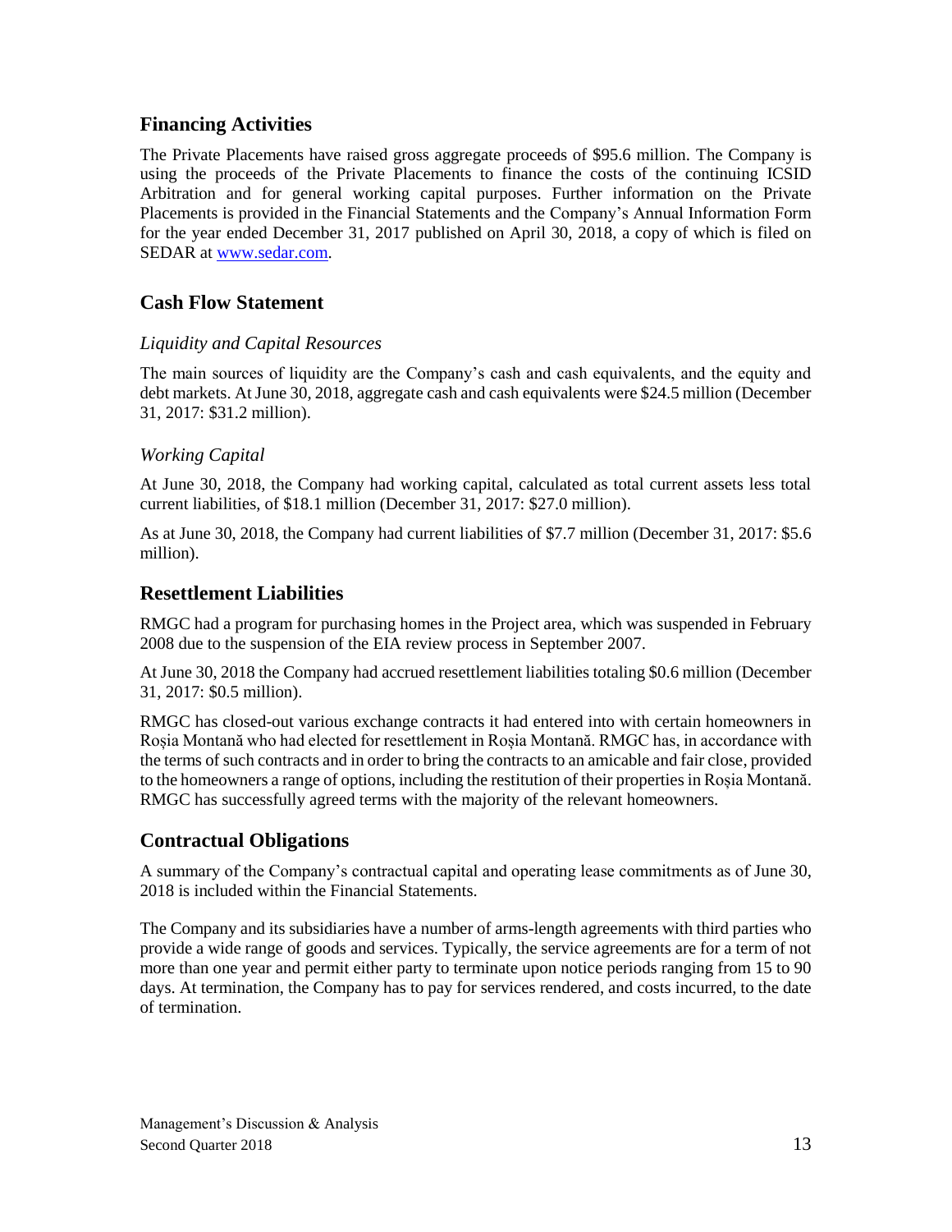## Financing Activities

The Private Placements have raised gross aggregate proceeds of $95.6 million. The Company is using the proceeds of the Private Placements to finance the costs of the continuing ICSID Arbitration and for general working capital purposes. Further information on the Private Placements is provided in the Financial Statements and the Company's Annual Information Form for the year ended December 31, 2017 published on April 30, 2018, a copy of which is filed on SEDAR at [www.sedar.com](http://www.sedar.com).

## Cash Flow Statement

### *Liquidity and Capital Resources*

The main sources of liquidity are the Company's cash and cash equivalents, and the equity and debt markets. At June 30, 2018, aggregate cash and cash equivalents were $24.5 million (December 31, 2017: $31.2 million).

### *Working Capital*

At June 30, 2018, the Company had working capital, calculated as total current assets less total current liabilities, of $18.1 million (December 31, 2017: $27.0 million).

As at June 30, 2018, the Company had current liabilities of $7.7 million (December 31, 2017: $5.6 million).

## Resettlement Liabilities

RMGC had a program for purchasing homes in the Project area, which was suspended in February 2008 due to the suspension of the EIA review process in September 2007.

At June 30, 2018 the Company had accrued resettlement liabilities totaling $0.6 million (December 31, 2017: $0.5 million).

RMGC has closed-out various exchange contracts it had entered into with certain homeowners in Roșia Montană who had elected for resettlement in Roșia Montană. RMGC has, in accordance with the terms of such contracts and in order to bring the contracts to an amicable and fair close, provided to the homeowners a range of options, including the restitution of their properties in Roșia Montană. RMGC has successfully agreed terms with the majority of the relevant homeowners.

## Contractual Obligations

A summary of the Company's contractual capital and operating lease commitments as of June 30, 2018 is included within the Financial Statements.

The Company and its subsidiaries have a number of arms-length agreements with third parties who provide a wide range of goods and services. Typically, the service agreements are for a term of not more than one year and permit either party to terminate upon notice periods ranging from 15 to 90 days. At termination, the Company has to pay for services rendered, and costs incurred, to the date of termination.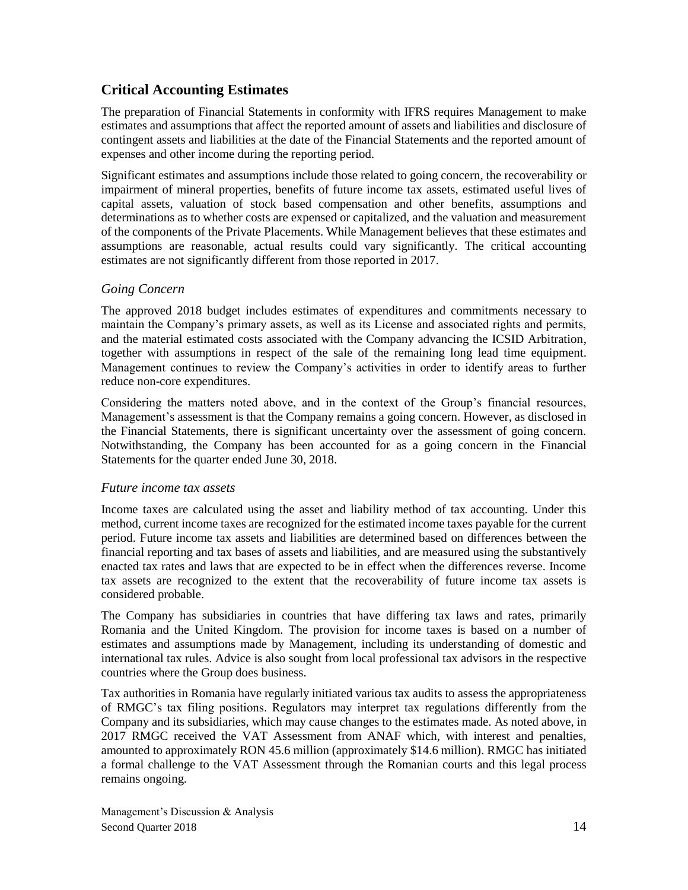## Critical Accounting Estimates

The preparation of Financial Statements in conformity with IFRS requires Management to make estimates and assumptions that affect the reported amount of assets and liabilities and disclosure of contingent assets and liabilities at the date of the Financial Statements and the reported amount of expenses and other income during the reporting period.

Significant estimates and assumptions include those related to going concern, the recoverability or impairment of mineral properties, benefits of future income tax assets, estimated useful lives of capital assets, valuation of stock based compensation and other benefits, assumptions and determinations as to whether costs are expensed or capitalized, and the valuation and measurement of the components of the Private Placements. While Management believes that these estimates and assumptions are reasonable, actual results could vary significantly. The critical accounting estimates are not significantly different from those reported in 2017.

### *Going Concern*

The approved 2018 budget includes estimates of expenditures and commitments necessary to maintain the Company's primary assets, as well as its License and associated rights and permits, and the material estimated costs associated with the Company advancing the ICSID Arbitration, together with assumptions in respect of the sale of the remaining long lead time equipment. Management continues to review the Company's activities in order to identify areas to further reduce non-core expenditures.

Considering the matters noted above, and in the context of the Group's financial resources, Management's assessment is that the Company remains a going concern. However, as disclosed in the Financial Statements, there is significant uncertainty over the assessment of going concern. Notwithstanding, the Company has been accounted for as a going concern in the Financial Statements for the quarter ended June 30, 2018.

### *Future income tax assets*

Income taxes are calculated using the asset and liability method of tax accounting. Under this method, current income taxes are recognized for the estimated income taxes payable for the current period. Future income tax assets and liabilities are determined based on differences between the financial reporting and tax bases of assets and liabilities, and are measured using the substantively enacted tax rates and laws that are expected to be in effect when the differences reverse. Income tax assets are recognized to the extent that the recoverability of future income tax assets is considered probable.

The Company has subsidiaries in countries that have differing tax laws and rates, primarily Romania and the United Kingdom. The provision for income taxes is based on a number of estimates and assumptions made by Management, including its understanding of domestic and international tax rules. Advice is also sought from local professional tax advisors in the respective countries where the Group does business.

Tax authorities in Romania have regularly initiated various tax audits to assess the appropriateness of RMGC's tax filing positions. Regulators may interpret tax regulations differently from the Company and its subsidiaries, which may cause changes to the estimates made. As noted above, in 2017 RMGC received the VAT Assessment from ANAF which, with interest and penalties, amounted to approximately RON 45.6 million (approximately $14.6 million). RMGC has initiated a formal challenge to the VAT Assessment through the Romanian courts and this legal process remains ongoing.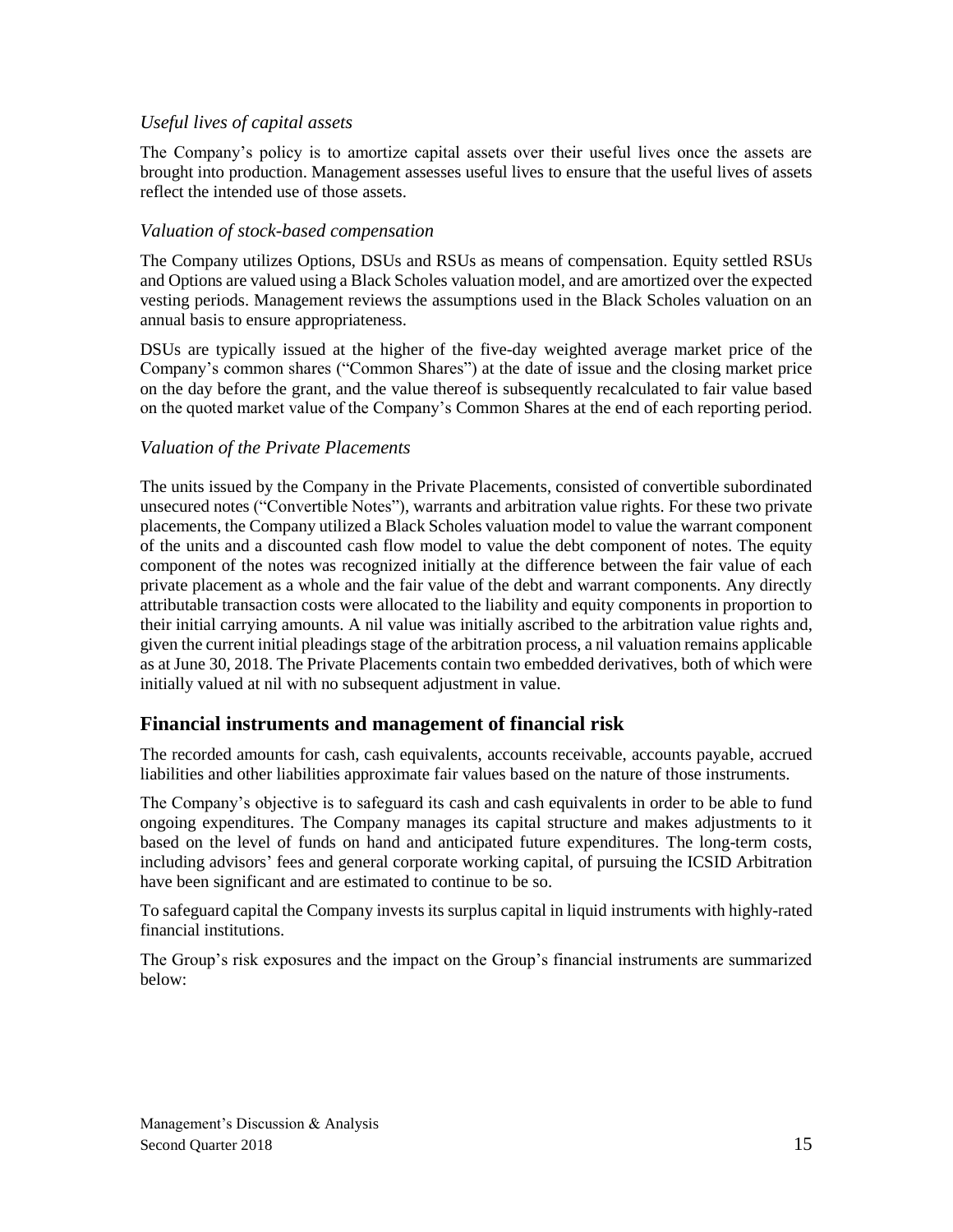### *Useful lives of capital assets*

The Company's policy is to amortize capital assets over their useful lives once the assets are brought into production. Management assesses useful lives to ensure that the useful lives of assets reflect the intended use of those assets.

### *Valuation of stock-based compensation*

The Company utilizes Options, DSUs and RSUs as means of compensation. Equity settled RSUs and Options are valued using a Black Scholes valuation model, and are amortized over the expected vesting periods. Management reviews the assumptions used in the Black Scholes valuation on an annual basis to ensure appropriateness.

DSUs are typically issued at the higher of the five-day weighted average market price of the Company's common shares ("Common Shares") at the date of issue and the closing market price on the day before the grant, and the value thereof is subsequently recalculated to fair value based on the quoted market value of the Company's Common Shares at the end of each reporting period.

### *Valuation of the Private Placements*

The units issued by the Company in the Private Placements, consisted of convertible subordinated unsecured notes ("Convertible Notes"), warrants and arbitration value rights. For these two private placements, the Company utilized a Black Scholes valuation model to value the warrant component of the units and a discounted cash flow model to value the debt component of notes. The equity component of the notes was recognized initially at the difference between the fair value of each private placement as a whole and the fair value of the debt and warrant components. Any directly attributable transaction costs were allocated to the liability and equity components in proportion to their initial carrying amounts. A nil value was initially ascribed to the arbitration value rights and, given the current initial pleadings stage of the arbitration process, a nil valuation remains applicable as at June 30, 2018. The Private Placements contain two embedded derivatives, both of which were initially valued at nil with no subsequent adjustment in value.

## Financial instruments and management of financial risk

The recorded amounts for cash, cash equivalents, accounts receivable, accounts payable, accrued liabilities and other liabilities approximate fair values based on the nature of those instruments.

The Company's objective is to safeguard its cash and cash equivalents in order to be able to fund ongoing expenditures. The Company manages its capital structure and makes adjustments to it based on the level of funds on hand and anticipated future expenditures. The long-term costs, including advisors' fees and general corporate working capital, of pursuing the ICSID Arbitration have been significant and are estimated to continue to be so.

To safeguard capital the Company invests its surplus capital in liquid instruments with highly-rated financial institutions.

The Group's risk exposures and the impact on the Group's financial instruments are summarized below: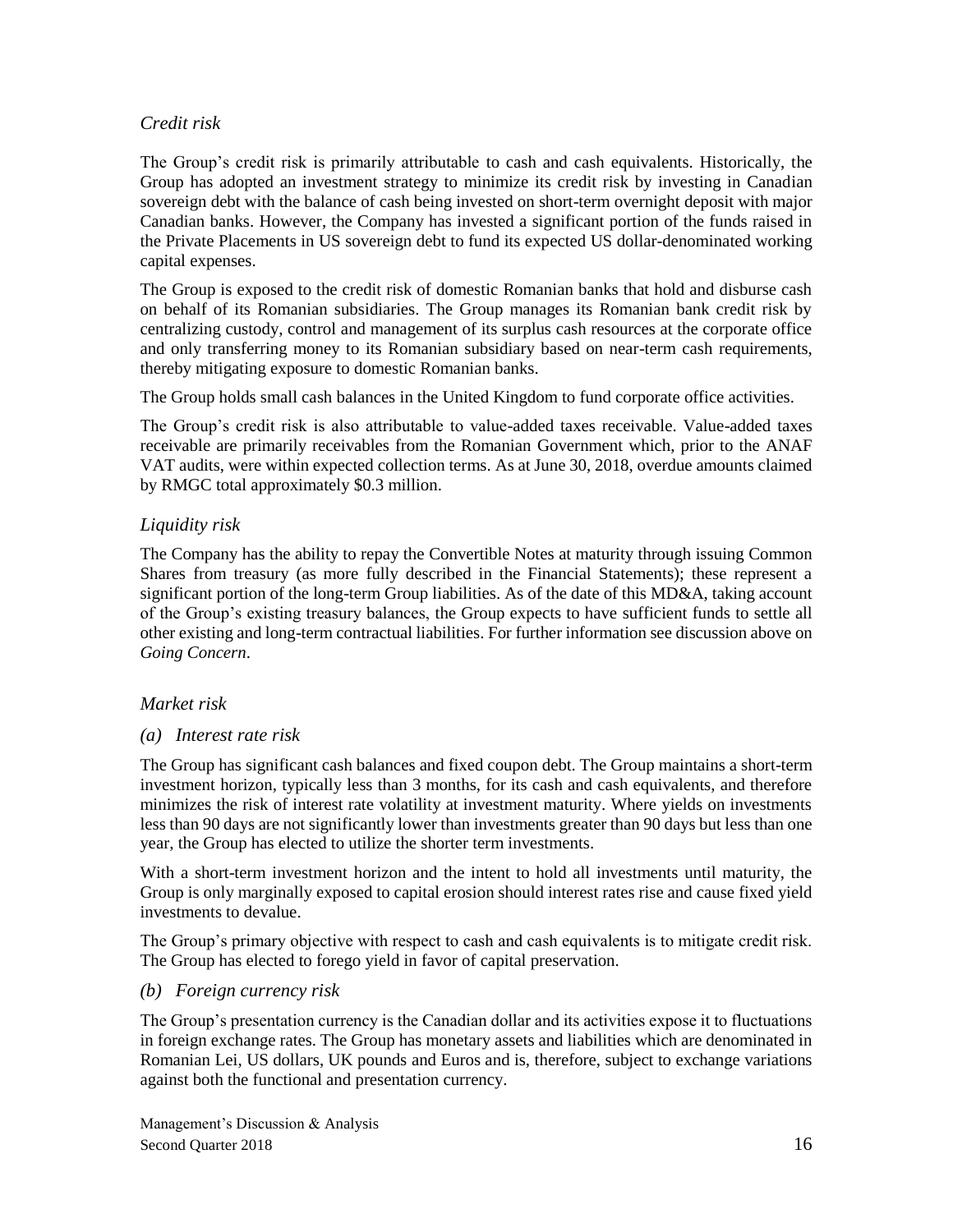### *Credit risk*

The Group's credit risk is primarily attributable to cash and cash equivalents. Historically, the Group has adopted an investment strategy to minimize its credit risk by investing in Canadian sovereign debt with the balance of cash being invested on short-term overnight deposit with major Canadian banks. However, the Company has invested a significant portion of the funds raised in the Private Placements in US sovereign debt to fund its expected US dollar-denominated working capital expenses.

The Group is exposed to the credit risk of domestic Romanian banks that hold and disburse cash on behalf of its Romanian subsidiaries. The Group manages its Romanian bank credit risk by centralizing custody, control and management of its surplus cash resources at the corporate office and only transferring money to its Romanian subsidiary based on near-term cash requirements, thereby mitigating exposure to domestic Romanian banks.

The Group holds small cash balances in the United Kingdom to fund corporate office activities.

The Group's credit risk is also attributable to value-added taxes receivable. Value-added taxes receivable are primarily receivables from the Romanian Government which, prior to the ANAF VAT audits, were within expected collection terms. As at June 30, 2018, overdue amounts claimed by RMGC total approximately $0.3 million.

### *Liquidity risk*

The Company has the ability to repay the Convertible Notes at maturity through issuing Common Shares from treasury (as more fully described in the Financial Statements); these represent a significant portion of the long-term Group liabilities. As of the date of this MD&A, taking account of the Group's existing treasury balances, the Group expects to have sufficient funds to settle all other existing and long-term contractual liabilities. For further information see discussion above on *Going Concern*.

### *Market risk*

#### *(a) Interest rate risk*

The Group has significant cash balances and fixed coupon debt. The Group maintains a short-term investment horizon, typically less than 3 months, for its cash and cash equivalents, and therefore minimizes the risk of interest rate volatility at investment maturity. Where yields on investments less than 90 days are not significantly lower than investments greater than 90 days but less than one year, the Group has elected to utilize the shorter term investments.

With a short-term investment horizon and the intent to hold all investments until maturity, the Group is only marginally exposed to capital erosion should interest rates rise and cause fixed yield investments to devalue.

The Group's primary objective with respect to cash and cash equivalents is to mitigate credit risk. The Group has elected to forego yield in favor of capital preservation.

#### *(b) Foreign currency risk*

The Group's presentation currency is the Canadian dollar and its activities expose it to fluctuations in foreign exchange rates. The Group has monetary assets and liabilities which are denominated in Romanian Lei, US dollars, UK pounds and Euros and is, therefore, subject to exchange variations against both the functional and presentation currency.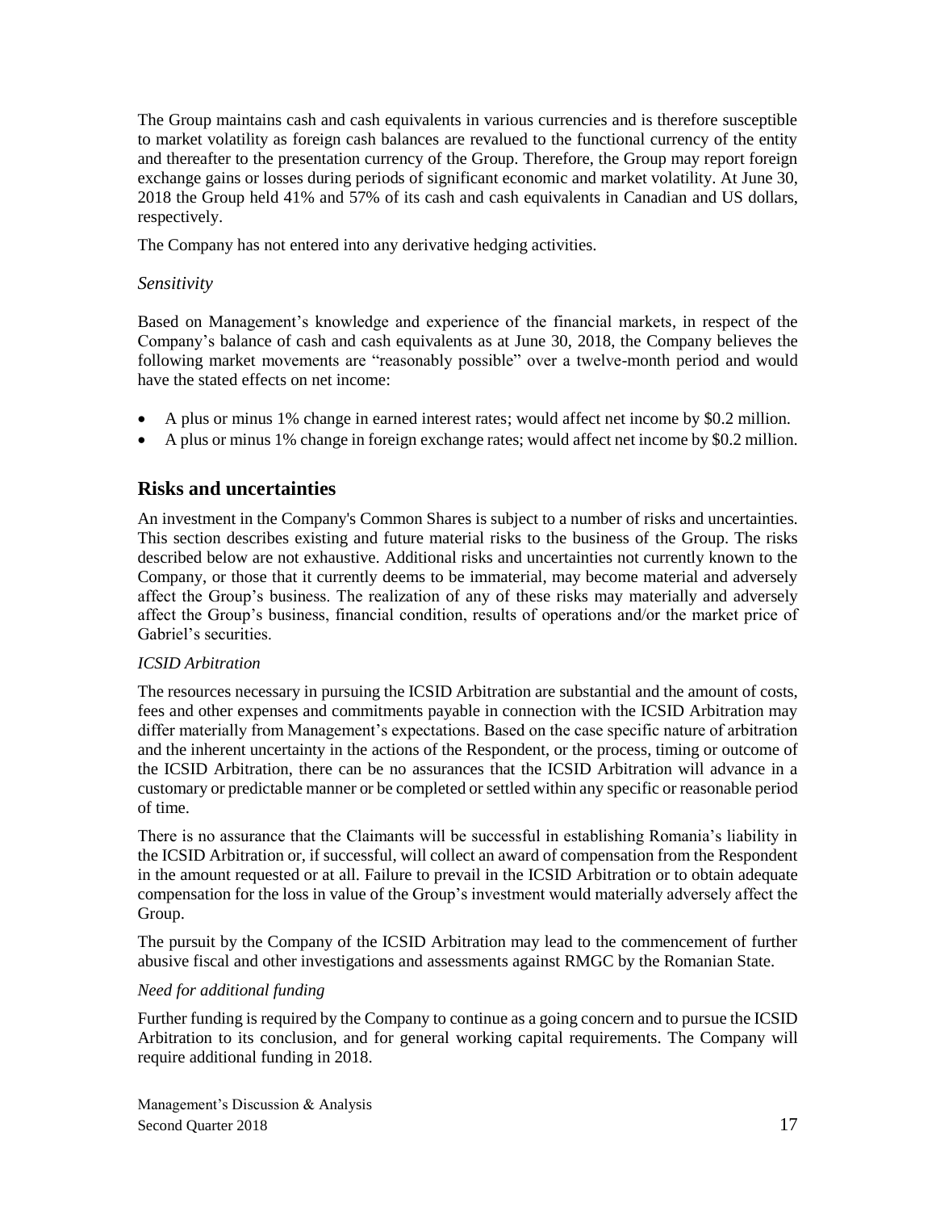The Group maintains cash and cash equivalents in various currencies and is therefore susceptible to market volatility as foreign cash balances are revalued to the functional currency of the entity and thereafter to the presentation currency of the Group. Therefore, the Group may report foreign exchange gains or losses during periods of significant economic and market volatility. At June 30, 2018 the Group held 41% and 57% of its cash and cash equivalents in Canadian and US dollars, respectively.

The Company has not entered into any derivative hedging activities.

### *Sensitivity*

Based on Management's knowledge and experience of the financial markets, in respect of the Company's balance of cash and cash equivalents as at June 30, 2018, the Company believes the following market movements are "reasonably possible" over a twelve-month period and would have the stated effects on net income:

- A plus or minus 1% change in earned interest rates; would affect net income by $0.2 million.
- A plus or minus 1% change in foreign exchange rates; would affect net income by $0.2 million.

## Risks and uncertainties

An investment in the Company's Common Shares is subject to a number of risks and uncertainties. This section describes existing and future material risks to the business of the Group. The risks described below are not exhaustive. Additional risks and uncertainties not currently known to the Company, or those that it currently deems to be immaterial, may become material and adversely affect the Group's business. The realization of any of these risks may materially and adversely affect the Group's business, financial condition, results of operations and/or the market price of Gabriel's securities.

*ICSID Arbitration*

The resources necessary in pursuing the ICSID Arbitration are substantial and the amount of costs, fees and other expenses and commitments payable in connection with the ICSID Arbitration may differ materially from Management's expectations. Based on the case specific nature of arbitration and the inherent uncertainty in the actions of the Respondent, or the process, timing or outcome of the ICSID Arbitration, there can be no assurances that the ICSID Arbitration will advance in a customary or predictable manner or be completed or settled within any specific or reasonable period of time.

There is no assurance that the Claimants will be successful in establishing Romania's liability in the ICSID Arbitration or, if successful, will collect an award of compensation from the Respondent in the amount requested or at all. Failure to prevail in the ICSID Arbitration or to obtain adequate compensation for the loss in value of the Group's investment would materially adversely affect the Group.

The pursuit by the Company of the ICSID Arbitration may lead to the commencement of further abusive fiscal and other investigations and assessments against RMGC by the Romanian State.

*Need for additional funding*

Further funding is required by the Company to continue as a going concern and to pursue the ICSID Arbitration to its conclusion, and for general working capital requirements. The Company will require additional funding in 2018.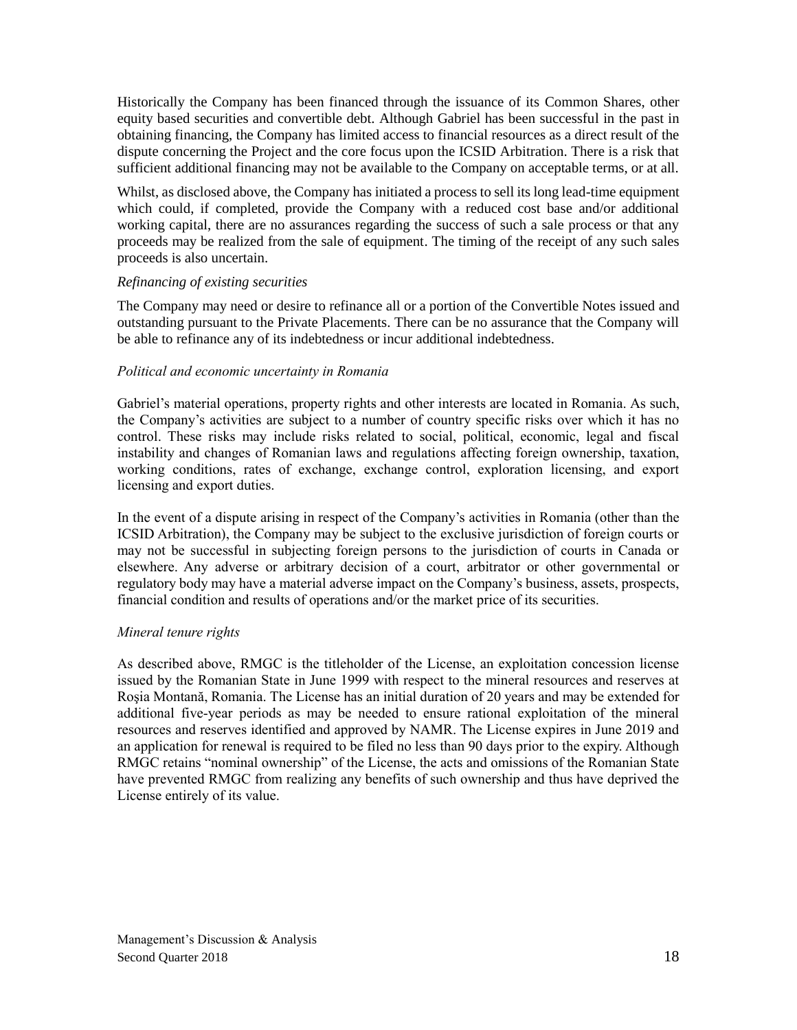Historically the Company has been financed through the issuance of its Common Shares, other equity based securities and convertible debt. Although Gabriel has been successful in the past in obtaining financing, the Company has limited access to financial resources as a direct result of the dispute concerning the Project and the core focus upon the ICSID Arbitration. There is a risk that sufficient additional financing may not be available to the Company on acceptable terms, or at all.

Whilst, as disclosed above, the Company has initiated a process to sell its long lead-time equipment which could, if completed, provide the Company with a reduced cost base and/or additional working capital, there are no assurances regarding the success of such a sale process or that any proceeds may be realized from the sale of equipment. The timing of the receipt of any such sales proceeds is also uncertain.

*Refinancing of existing securities*

The Company may need or desire to refinance all or a portion of the Convertible Notes issued and outstanding pursuant to the Private Placements. There can be no assurance that the Company will be able to refinance any of its indebtedness or incur additional indebtedness.

*Political and economic uncertainty in Romania*

Gabriel's material operations, property rights and other interests are located in Romania. As such, the Company's activities are subject to a number of country specific risks over which it has no control. These risks may include risks related to social, political, economic, legal and fiscal instability and changes of Romanian laws and regulations affecting foreign ownership, taxation, working conditions, rates of exchange, exchange control, exploration licensing, and export licensing and export duties.

In the event of a dispute arising in respect of the Company's activities in Romania (other than the ICSID Arbitration), the Company may be subject to the exclusive jurisdiction of foreign courts or may not be successful in subjecting foreign persons to the jurisdiction of courts in Canada or elsewhere. Any adverse or arbitrary decision of a court, arbitrator or other governmental or regulatory body may have a material adverse impact on the Company's business, assets, prospects, financial condition and results of operations and/or the market price of its securities.

*Mineral tenure rights*

As described above, RMGC is the titleholder of the License, an exploitation concession license issued by the Romanian State in June 1999 with respect to the mineral resources and reserves at Roşia Montană, Romania. The License has an initial duration of 20 years and may be extended for additional five-year periods as may be needed to ensure rational exploitation of the mineral resources and reserves identified and approved by NAMR. The License expires in June 2019 and an application for renewal is required to be filed no less than 90 days prior to the expiry. Although RMGC retains "nominal ownership" of the License, the acts and omissions of the Romanian State have prevented RMGC from realizing any benefits of such ownership and thus have deprived the License entirely of its value.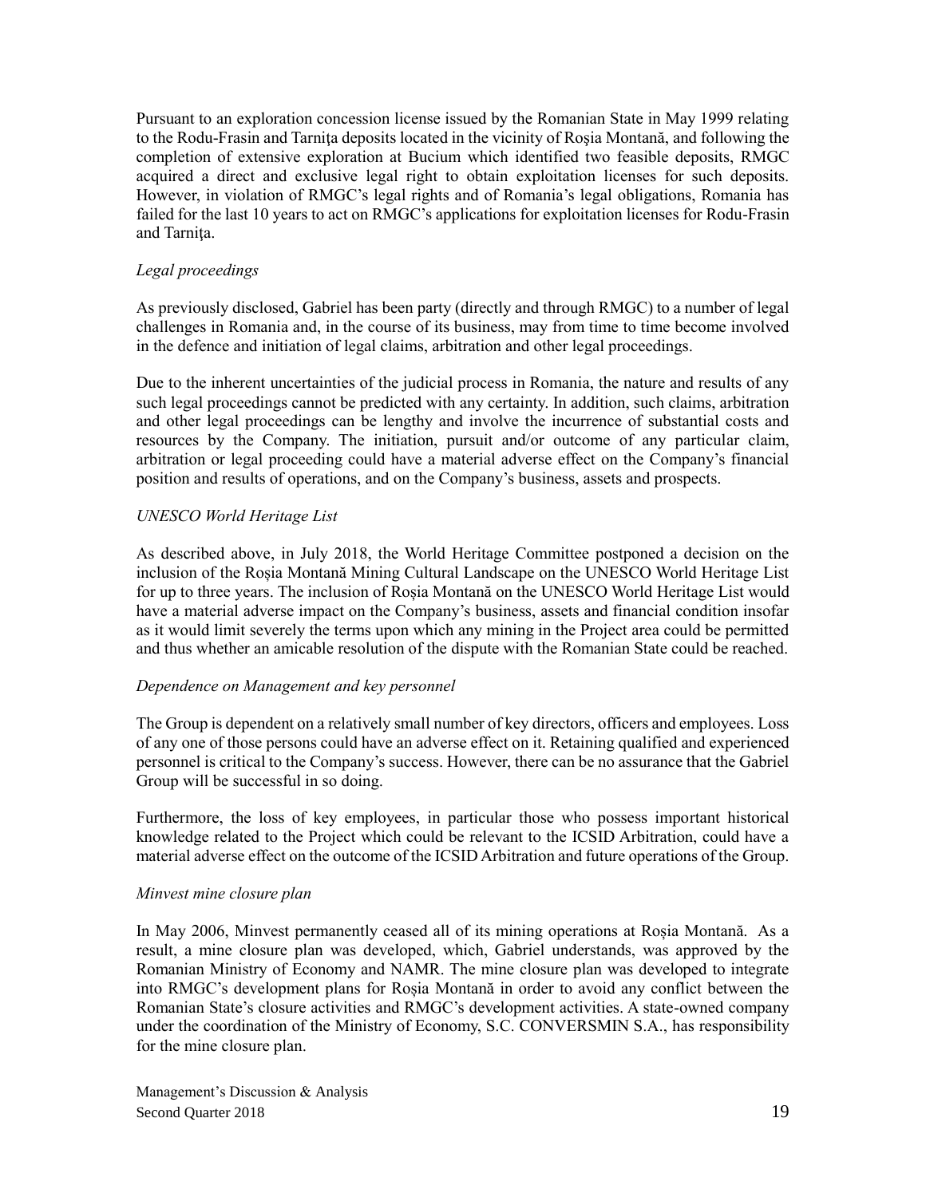Pursuant to an exploration concession license issued by the Romanian State in May 1999 relating to the Rodu-Frasin and Tarniţa deposits located in the vicinity of Roşia Montană, and following the completion of extensive exploration at Bucium which identified two feasible deposits, RMGC acquired a direct and exclusive legal right to obtain exploitation licenses for such deposits. However, in violation of RMGC's legal rights and of Romania's legal obligations, Romania has failed for the last 10 years to act on RMGC's applications for exploitation licenses for Rodu-Frasin and Tarniţa.

*Legal proceedings*

As previously disclosed, Gabriel has been party (directly and through RMGC) to a number of legal challenges in Romania and, in the course of its business, may from time to time become involved in the defence and initiation of legal claims, arbitration and other legal proceedings.

Due to the inherent uncertainties of the judicial process in Romania, the nature and results of any such legal proceedings cannot be predicted with any certainty. In addition, such claims, arbitration and other legal proceedings can be lengthy and involve the incurrence of substantial costs and resources by the Company. The initiation, pursuit and/or outcome of any particular claim, arbitration or legal proceeding could have a material adverse effect on the Company's financial position and results of operations, and on the Company's business, assets and prospects.

*UNESCO World Heritage List*

As described above, in July 2018, the World Heritage Committee postponed a decision on the inclusion of the Roșia Montană Mining Cultural Landscape on the UNESCO World Heritage List for up to three years. The inclusion of Roșia Montană on the UNESCO World Heritage List would have a material adverse impact on the Company's business, assets and financial condition insofar as it would limit severely the terms upon which any mining in the Project area could be permitted and thus whether an amicable resolution of the dispute with the Romanian State could be reached.

*Dependence on Management and key personnel*

The Group is dependent on a relatively small number of key directors, officers and employees. Loss of any one of those persons could have an adverse effect on it. Retaining qualified and experienced personnel is critical to the Company's success. However, there can be no assurance that the Gabriel Group will be successful in so doing.

Furthermore, the loss of key employees, in particular those who possess important historical knowledge related to the Project which could be relevant to the ICSID Arbitration, could have a material adverse effect on the outcome of the ICSID Arbitration and future operations of the Group.

*Minvest mine closure plan*

In May 2006, Minvest permanently ceased all of its mining operations at Roșia Montană. As a result, a mine closure plan was developed, which, Gabriel understands, was approved by the Romanian Ministry of Economy and NAMR. The mine closure plan was developed to integrate into RMGC's development plans for Roșia Montană in order to avoid any conflict between the Romanian State's closure activities and RMGC's development activities. A state-owned company under the coordination of the Ministry of Economy, S.C. CONVERSMIN S.A., has responsibility for the mine closure plan.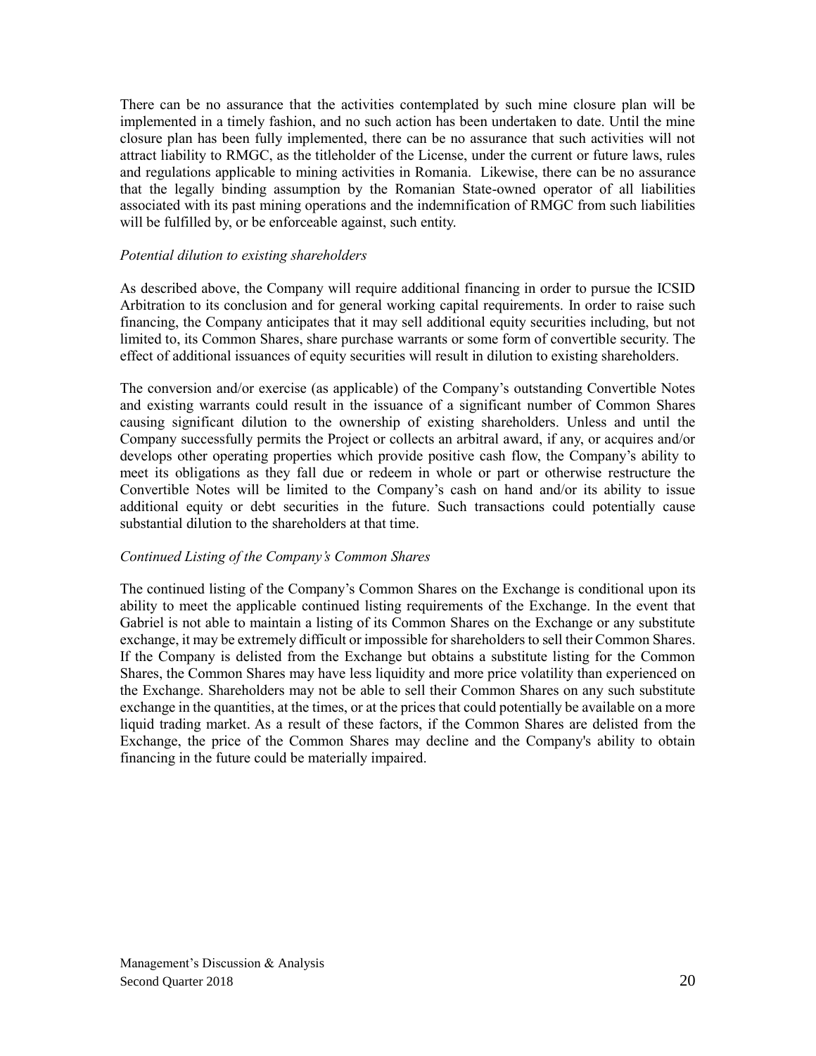There can be no assurance that the activities contemplated by such mine closure plan will be implemented in a timely fashion, and no such action has been undertaken to date. Until the mine closure plan has been fully implemented, there can be no assurance that such activities will not attract liability to RMGC, as the titleholder of the License, under the current or future laws, rules and regulations applicable to mining activities in Romania. Likewise, there can be no assurance that the legally binding assumption by the Romanian State-owned operator of all liabilities associated with its past mining operations and the indemnification of RMGC from such liabilities will be fulfilled by, or be enforceable against, such entity.

*Potential dilution to existing shareholders*

As described above, the Company will require additional financing in order to pursue the ICSID Arbitration to its conclusion and for general working capital requirements. In order to raise such financing, the Company anticipates that it may sell additional equity securities including, but not limited to, its Common Shares, share purchase warrants or some form of convertible security. The effect of additional issuances of equity securities will result in dilution to existing shareholders.

The conversion and/or exercise (as applicable) of the Company's outstanding Convertible Notes and existing warrants could result in the issuance of a significant number of Common Shares causing significant dilution to the ownership of existing shareholders. Unless and until the Company successfully permits the Project or collects an arbitral award, if any, or acquires and/or develops other operating properties which provide positive cash flow, the Company's ability to meet its obligations as they fall due or redeem in whole or part or otherwise restructure the Convertible Notes will be limited to the Company's cash on hand and/or its ability to issue additional equity or debt securities in the future. Such transactions could potentially cause substantial dilution to the shareholders at that time.

*Continued Listing of the Company's Common Shares*

The continued listing of the Company's Common Shares on the Exchange is conditional upon its ability to meet the applicable continued listing requirements of the Exchange. In the event that Gabriel is not able to maintain a listing of its Common Shares on the Exchange or any substitute exchange, it may be extremely difficult or impossible for shareholders to sell their Common Shares. If the Company is delisted from the Exchange but obtains a substitute listing for the Common Shares, the Common Shares may have less liquidity and more price volatility than experienced on the Exchange. Shareholders may not be able to sell their Common Shares on any such substitute exchange in the quantities, at the times, or at the prices that could potentially be available on a more liquid trading market. As a result of these factors, if the Common Shares are delisted from the Exchange, the price of the Common Shares may decline and the Company's ability to obtain financing in the future could be materially impaired.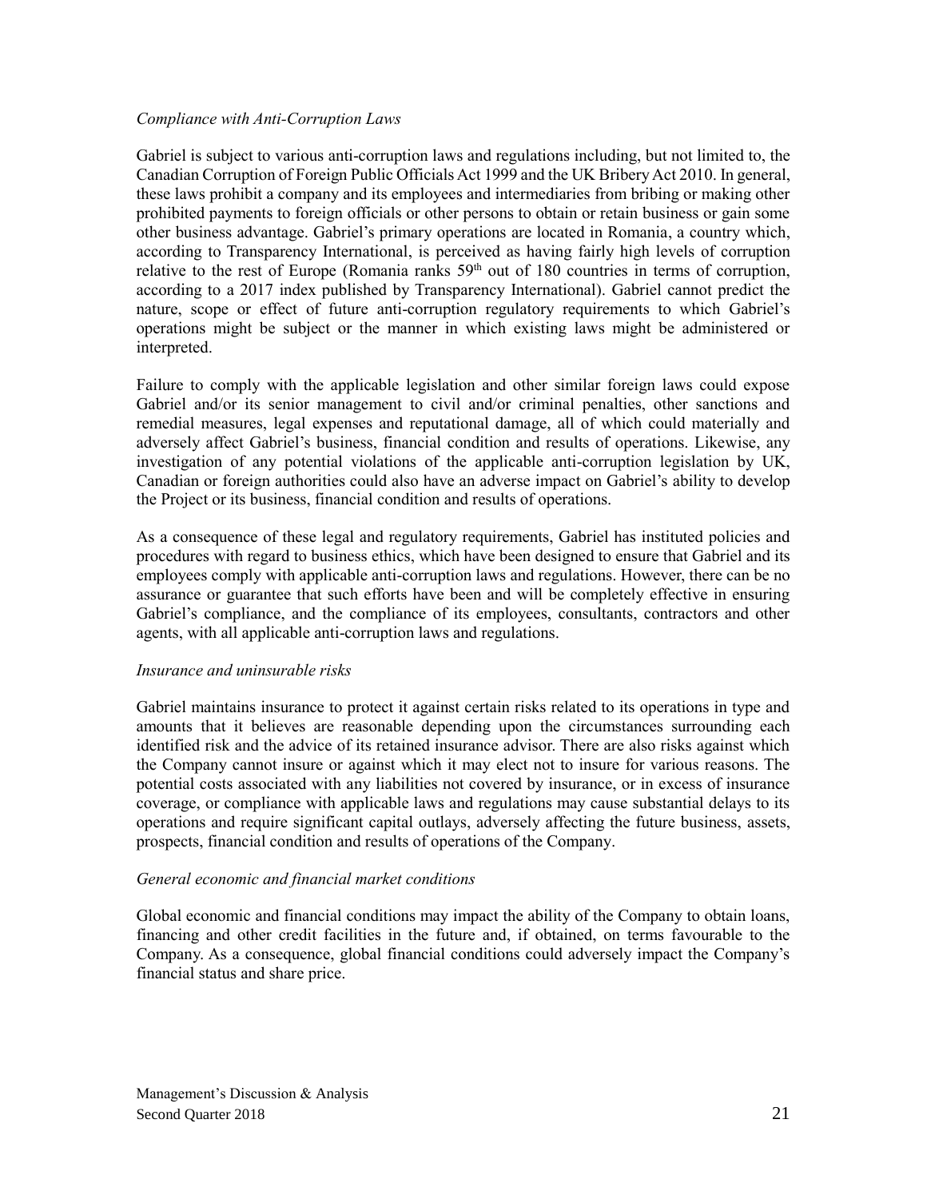*Compliance with Anti-Corruption Laws*

Gabriel is subject to various anti-corruption laws and regulations including, but not limited to, the Canadian Corruption of Foreign Public Officials Act 1999 and the UK Bribery Act 2010. In general, these laws prohibit a company and its employees and intermediaries from bribing or making other prohibited payments to foreign officials or other persons to obtain or retain business or gain some other business advantage. Gabriel's primary operations are located in Romania, a country which, according to Transparency International, is perceived as having fairly high levels of corruption relative to the rest of Europe (Romania ranks 59th out of 180 countries in terms of corruption, according to a 2017 index published by Transparency International). Gabriel cannot predict the nature, scope or effect of future anti-corruption regulatory requirements to which Gabriel's operations might be subject or the manner in which existing laws might be administered or interpreted.

Failure to comply with the applicable legislation and other similar foreign laws could expose Gabriel and/or its senior management to civil and/or criminal penalties, other sanctions and remedial measures, legal expenses and reputational damage, all of which could materially and adversely affect Gabriel's business, financial condition and results of operations. Likewise, any investigation of any potential violations of the applicable anti-corruption legislation by UK, Canadian or foreign authorities could also have an adverse impact on Gabriel's ability to develop the Project or its business, financial condition and results of operations.

As a consequence of these legal and regulatory requirements, Gabriel has instituted policies and procedures with regard to business ethics, which have been designed to ensure that Gabriel and its employees comply with applicable anti-corruption laws and regulations. However, there can be no assurance or guarantee that such efforts have been and will be completely effective in ensuring Gabriel's compliance, and the compliance of its employees, consultants, contractors and other agents, with all applicable anti-corruption laws and regulations.

*Insurance and uninsurable risks*

Gabriel maintains insurance to protect it against certain risks related to its operations in type and amounts that it believes are reasonable depending upon the circumstances surrounding each identified risk and the advice of its retained insurance advisor. There are also risks against which the Company cannot insure or against which it may elect not to insure for various reasons. The potential costs associated with any liabilities not covered by insurance, or in excess of insurance coverage, or compliance with applicable laws and regulations may cause substantial delays to its operations and require significant capital outlays, adversely affecting the future business, assets, prospects, financial condition and results of operations of the Company.

*General economic and financial market conditions*

Global economic and financial conditions may impact the ability of the Company to obtain loans, financing and other credit facilities in the future and, if obtained, on terms favourable to the Company. As a consequence, global financial conditions could adversely impact the Company's financial status and share price.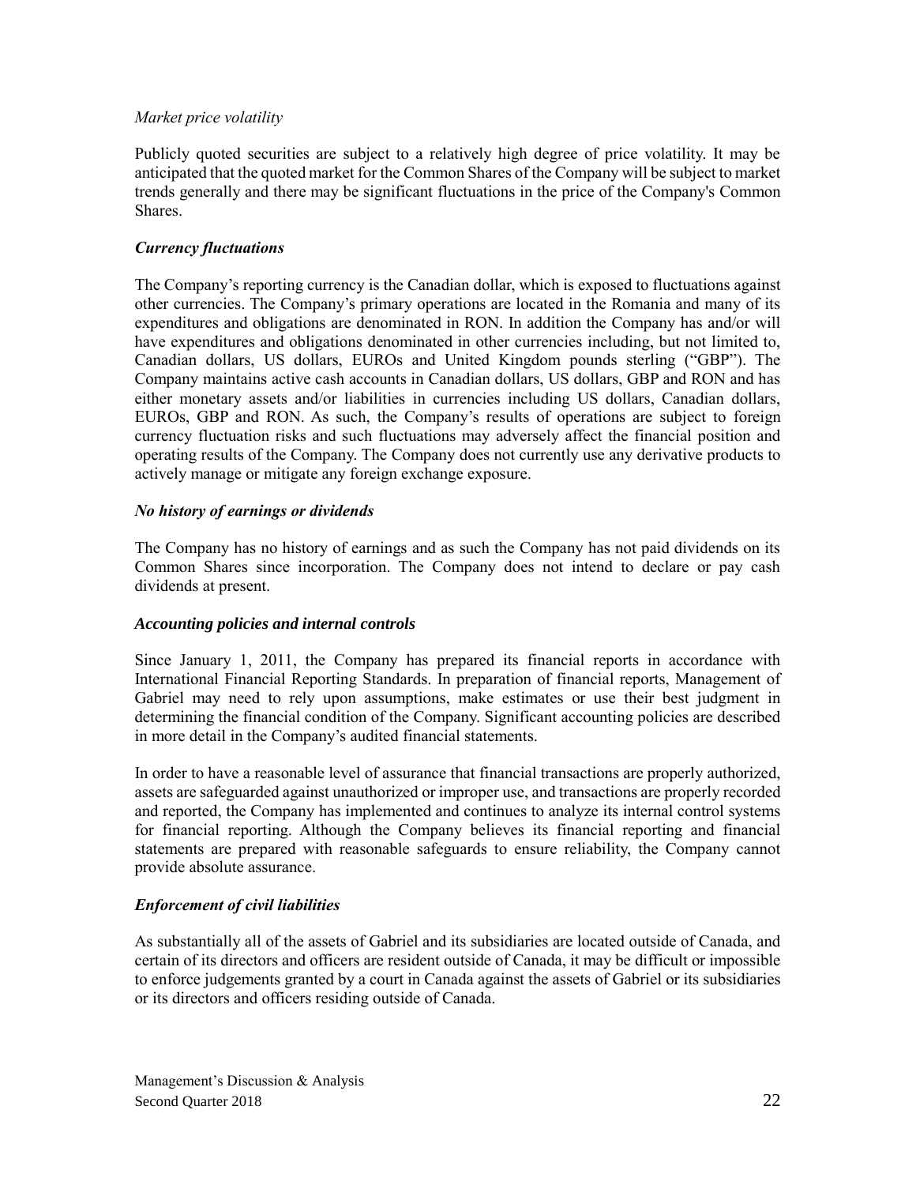*Market price volatility*

Publicly quoted securities are subject to a relatively high degree of price volatility. It may be anticipated that the quoted market for the Common Shares of the Company will be subject to market trends generally and there may be significant fluctuations in the price of the Company's Common Shares.

***Currency fluctuations***

The Company's reporting currency is the Canadian dollar, which is exposed to fluctuations against other currencies. The Company's primary operations are located in the Romania and many of its expenditures and obligations are denominated in RON. In addition the Company has and/or will have expenditures and obligations denominated in other currencies including, but not limited to, Canadian dollars, US dollars, EUROs and United Kingdom pounds sterling ("GBP"). The Company maintains active cash accounts in Canadian dollars, US dollars, GBP and RON and has either monetary assets and/or liabilities in currencies including US dollars, Canadian dollars, EUROs, GBP and RON. As such, the Company's results of operations are subject to foreign currency fluctuation risks and such fluctuations may adversely affect the financial position and operating results of the Company. The Company does not currently use any derivative products to actively manage or mitigate any foreign exchange exposure.

***No history of earnings or dividends***

The Company has no history of earnings and as such the Company has not paid dividends on its Common Shares since incorporation. The Company does not intend to declare or pay cash dividends at present.

***Accounting policies and internal controls***

Since January 1, 2011, the Company has prepared its financial reports in accordance with International Financial Reporting Standards. In preparation of financial reports, Management of Gabriel may need to rely upon assumptions, make estimates or use their best judgment in determining the financial condition of the Company. Significant accounting policies are described in more detail in the Company's audited financial statements.

In order to have a reasonable level of assurance that financial transactions are properly authorized, assets are safeguarded against unauthorized or improper use, and transactions are properly recorded and reported, the Company has implemented and continues to analyze its internal control systems for financial reporting. Although the Company believes its financial reporting and financial statements are prepared with reasonable safeguards to ensure reliability, the Company cannot provide absolute assurance.

***Enforcement of civil liabilities***

As substantially all of the assets of Gabriel and its subsidiaries are located outside of Canada, and certain of its directors and officers are resident outside of Canada, it may be difficult or impossible to enforce judgements granted by a court in Canada against the assets of Gabriel or its subsidiaries or its directors and officers residing outside of Canada.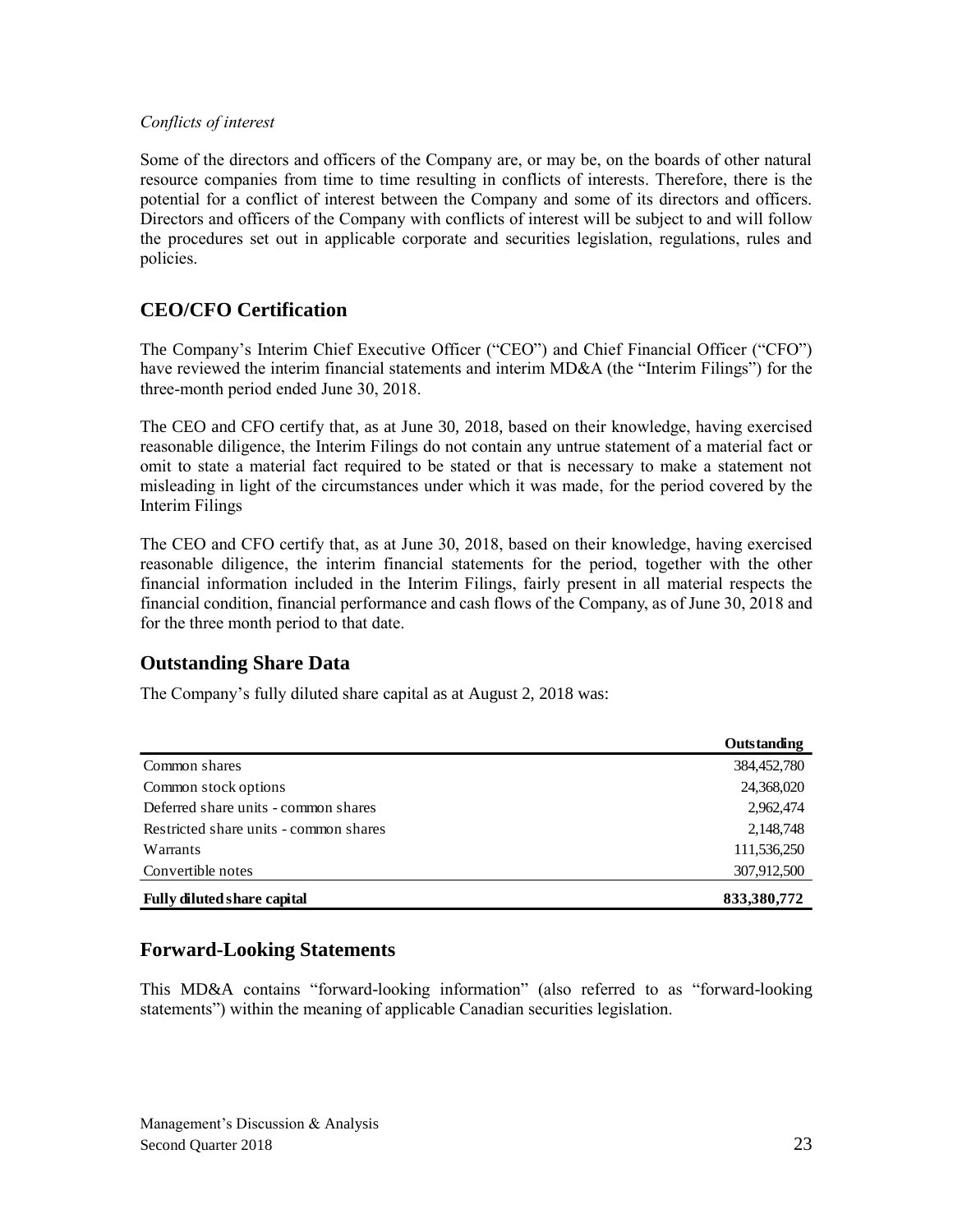*Conflicts of interest*

Some of the directors and officers of the Company are, or may be, on the boards of other natural resource companies from time to time resulting in conflicts of interests. Therefore, there is the potential for a conflict of interest between the Company and some of its directors and officers. Directors and officers of the Company with conflicts of interest will be subject to and will follow the procedures set out in applicable corporate and securities legislation, regulations, rules and policies.

## CEO/CFO Certification

The Company's Interim Chief Executive Officer ("CEO") and Chief Financial Officer ("CFO") have reviewed the interim financial statements and interim MD&A (the "Interim Filings") for the three-month period ended June 30, 2018.

The CEO and CFO certify that, as at June 30, 2018, based on their knowledge, having exercised reasonable diligence, the Interim Filings do not contain any untrue statement of a material fact or omit to state a material fact required to be stated or that is necessary to make a statement not misleading in light of the circumstances under which it was made, for the period covered by the Interim Filings

The CEO and CFO certify that, as at June 30, 2018, based on their knowledge, having exercised reasonable diligence, the interim financial statements for the period, together with the other financial information included in the Interim Filings, fairly present in all material respects the financial condition, financial performance and cash flows of the Company, as of June 30, 2018 and for the three month period to that date.

## Outstanding Share Data

The Company's fully diluted share capital as at August 2, 2018 was:

| | **Outstanding** |
|---|---|
| Common shares | 384,452,780 |
| Common stock options | 24,368,020 |
| Deferred share units - common shares | 2,962,474 |
| Restricted share units - common shares | 2,148,748 |
| Warrants | 111,536,250 |
| Convertible notes | 307,912,500 |
| **Fully diluted share capital** | **833,380,772** |

## Forward-Looking Statements

This MD&A contains "forward-looking information" (also referred to as "forward-looking statements") within the meaning of applicable Canadian securities legislation.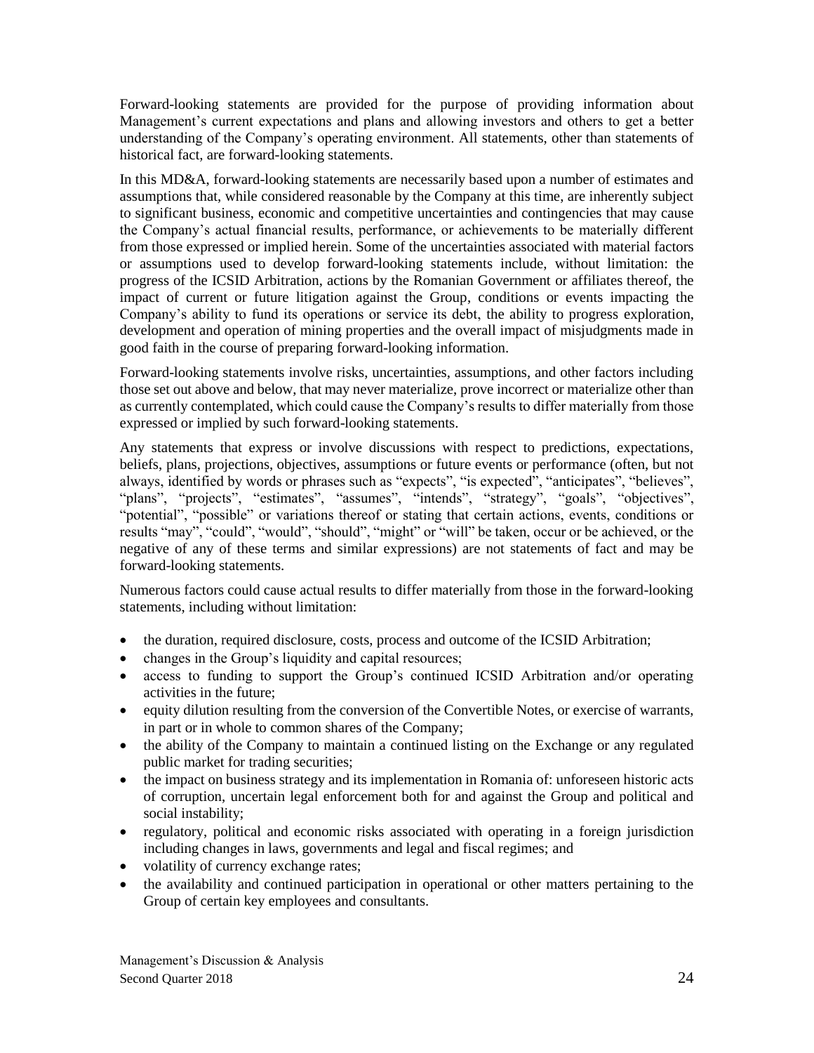Forward-looking statements are provided for the purpose of providing information about Management's current expectations and plans and allowing investors and others to get a better understanding of the Company's operating environment. All statements, other than statements of historical fact, are forward-looking statements.

In this MD&A, forward-looking statements are necessarily based upon a number of estimates and assumptions that, while considered reasonable by the Company at this time, are inherently subject to significant business, economic and competitive uncertainties and contingencies that may cause the Company's actual financial results, performance, or achievements to be materially different from those expressed or implied herein. Some of the uncertainties associated with material factors or assumptions used to develop forward-looking statements include, without limitation: the progress of the ICSID Arbitration, actions by the Romanian Government or affiliates thereof, the impact of current or future litigation against the Group, conditions or events impacting the Company's ability to fund its operations or service its debt, the ability to progress exploration, development and operation of mining properties and the overall impact of misjudgments made in good faith in the course of preparing forward-looking information.

Forward-looking statements involve risks, uncertainties, assumptions, and other factors including those set out above and below, that may never materialize, prove incorrect or materialize other than as currently contemplated, which could cause the Company's results to differ materially from those expressed or implied by such forward-looking statements.

Any statements that express or involve discussions with respect to predictions, expectations, beliefs, plans, projections, objectives, assumptions or future events or performance (often, but not always, identified by words or phrases such as "expects", "is expected", "anticipates", "believes", "plans", "projects", "estimates", "assumes", "intends", "strategy", "goals", "objectives", "potential", "possible" or variations thereof or stating that certain actions, events, conditions or results "may", "could", "would", "should", "might" or "will" be taken, occur or be achieved, or the negative of any of these terms and similar expressions) are not statements of fact and may be forward-looking statements.

Numerous factors could cause actual results to differ materially from those in the forward-looking statements, including without limitation:

- the duration, required disclosure, costs, process and outcome of the ICSID Arbitration;
- changes in the Group's liquidity and capital resources;
- access to funding to support the Group's continued ICSID Arbitration and/or operating activities in the future;
- equity dilution resulting from the conversion of the Convertible Notes, or exercise of warrants, in part or in whole to common shares of the Company;
- the ability of the Company to maintain a continued listing on the Exchange or any regulated public market for trading securities;
- the impact on business strategy and its implementation in Romania of: unforeseen historic acts of corruption, uncertain legal enforcement both for and against the Group and political and social instability;
- regulatory, political and economic risks associated with operating in a foreign jurisdiction including changes in laws, governments and legal and fiscal regimes; and
- volatility of currency exchange rates;
- the availability and continued participation in operational or other matters pertaining to the Group of certain key employees and consultants.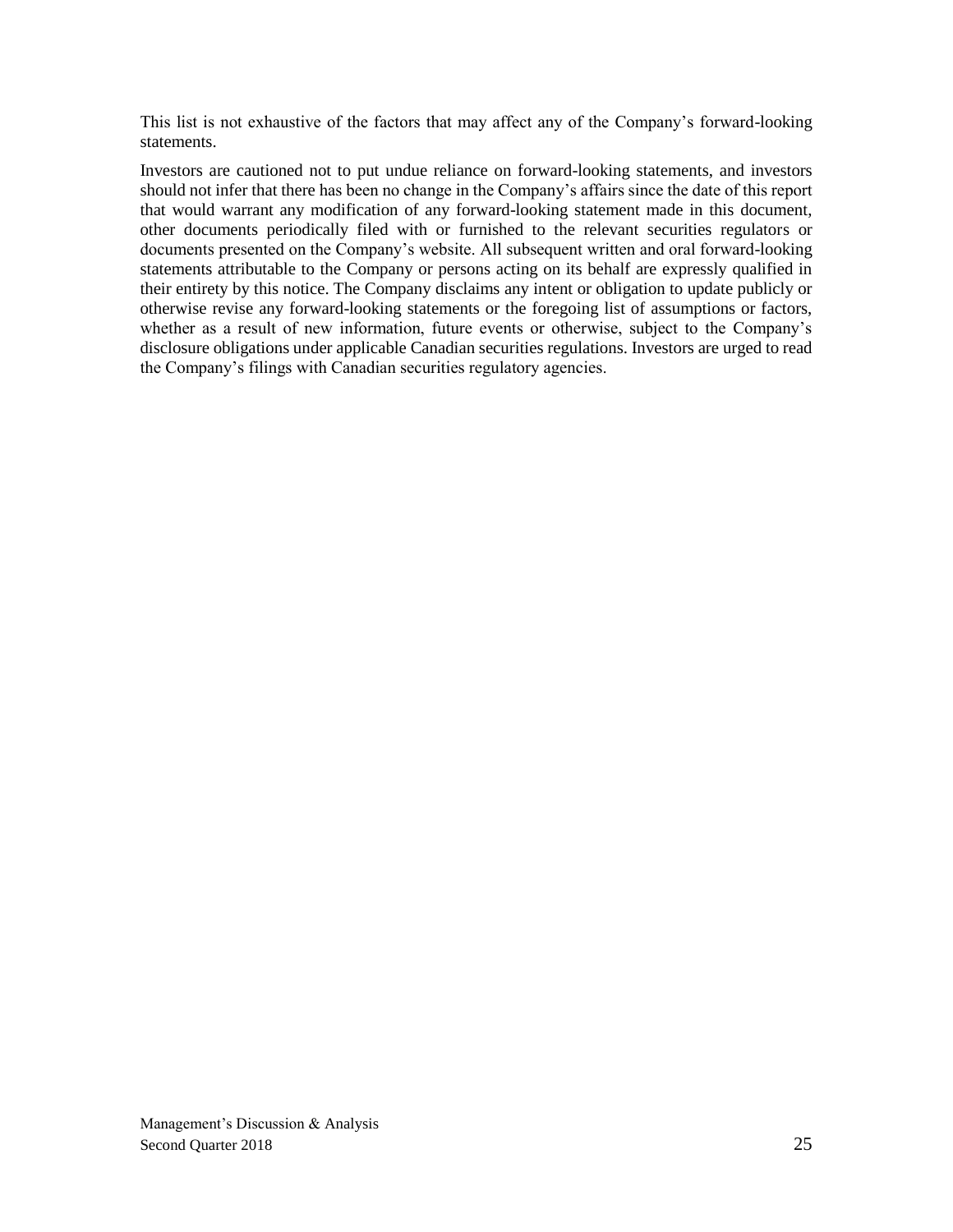This list is not exhaustive of the factors that may affect any of the Company's forward-looking statements.

Investors are cautioned not to put undue reliance on forward-looking statements, and investors should not infer that there has been no change in the Company's affairs since the date of this report that would warrant any modification of any forward-looking statement made in this document, other documents periodically filed with or furnished to the relevant securities regulators or documents presented on the Company's website. All subsequent written and oral forward-looking statements attributable to the Company or persons acting on its behalf are expressly qualified in their entirety by this notice. The Company disclaims any intent or obligation to update publicly or otherwise revise any forward-looking statements or the foregoing list of assumptions or factors, whether as a result of new information, future events or otherwise, subject to the Company's disclosure obligations under applicable Canadian securities regulations. Investors are urged to read the Company's filings with Canadian securities regulatory agencies.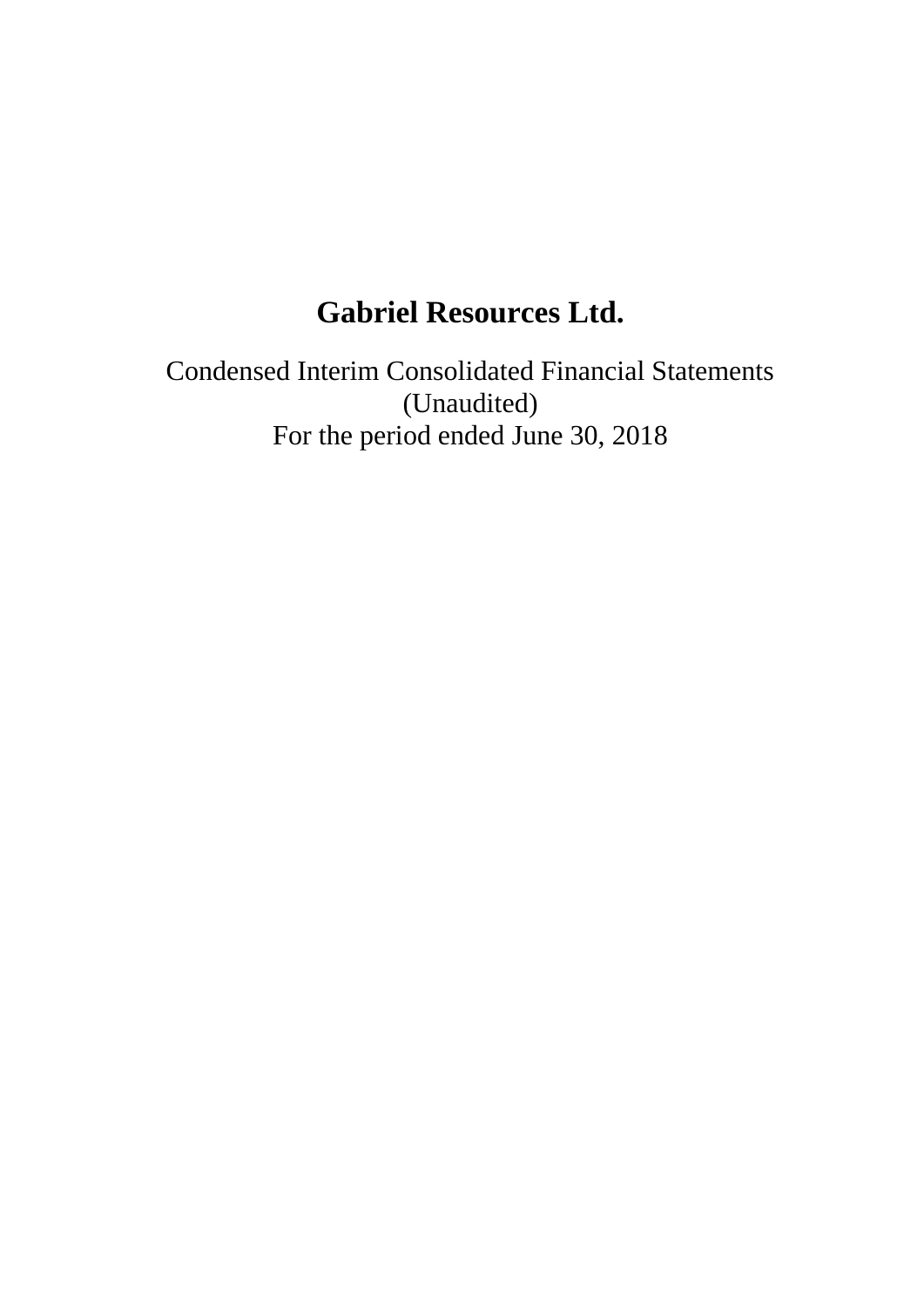# Gabriel Resources Ltd.

Condensed Interim Consolidated Financial Statements
(Unaudited)
For the period ended June 30, 2018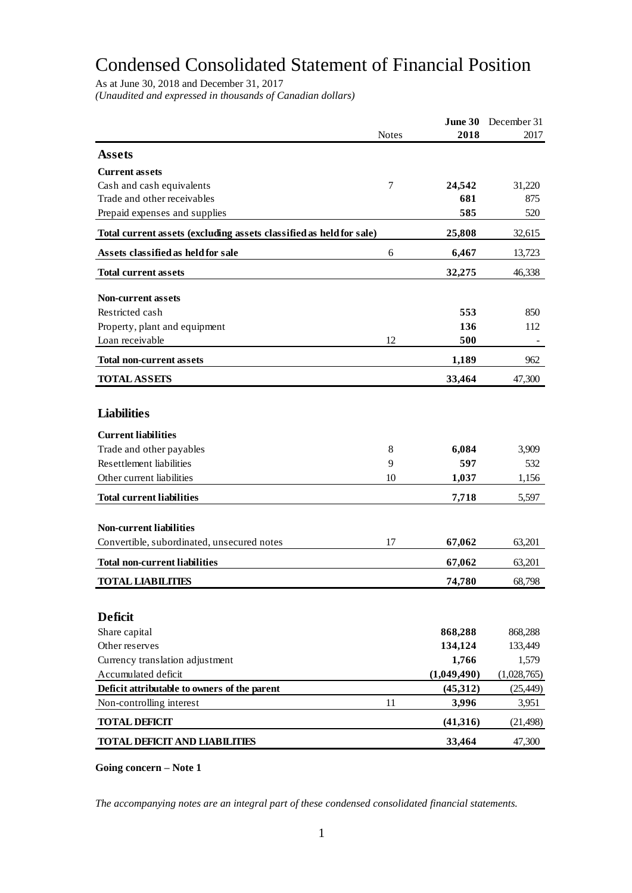# Condensed Consolidated Statement of Financial Position

As at June 30, 2018 and December 31, 2017
*(Unaudited and expressed in thousands of Canadian dollars)*

| | Notes | **June 30 2018** | December 31 2017 |
|---|---|---|---|
| **Assets** | | | |
| **Current assets** | | | |
| Cash and cash equivalents | 7 | **24,542** | 31,220 |
| Trade and other receivables | | **681** | 875 |
| Prepaid expenses and supplies | | **585** | 520 |
| **Total current assets (excluding assets classified as held for sale)** | | **25,808** | 32,615 |
| **Assets classified as held for sale** | 6 | **6,467** | 13,723 |
| **Total current assets** | | **32,275** | 46,338 |
| **Non-current assets** | | | |
| Restricted cash | | **553** | 850 |
| Property, plant and equipment | | **136** | 112 |
| Loan receivable | 12 | **500** | - |
| **Total non-current assets** | | **1,189** | 962 |
| **TOTAL ASSETS** | | **33,464** | 47,300 |
| **Liabilities** | | | |
| **Current liabilities** | | | |
| Trade and other payables | 8 | **6,084** | 3,909 |
| Resettlement liabilities | 9 | **597** | 532 |
| Other current liabilities | 10 | **1,037** | 1,156 |
| **Total current liabilities** | | **7,718** | 5,597 |
| **Non-current liabilities** | | | |
| Convertible, subordinated, unsecured notes | 17 | **67,062** | 63,201 |
| **Total non-current liabilities** | | **67,062** | 63,201 |
| **TOTAL LIABILITIES** | | **74,780** | 68,798 |
| **Deficit** | | | |
| Share capital | | **868,288** | 868,288 |
| Other reserves | | **134,124** | 133,449 |
| Currency translation adjustment | | **1,766** | 1,579 |
| Accumulated deficit | | **(1,049,490)** | (1,028,765) |
| **Deficit attributable to owners of the parent** | | **(45,312)** | (25,449) |
| Non-controlling interest | 11 | **3,996** | 3,951 |
| **TOTAL DEFICIT** | | **(41,316)** | (21,498) |
| **TOTAL DEFICIT AND LIABILITIES** | | **33,464** | 47,300 |

**Going concern – Note 1**

*The accompanying notes are an integral part of these condensed consolidated financial statements.*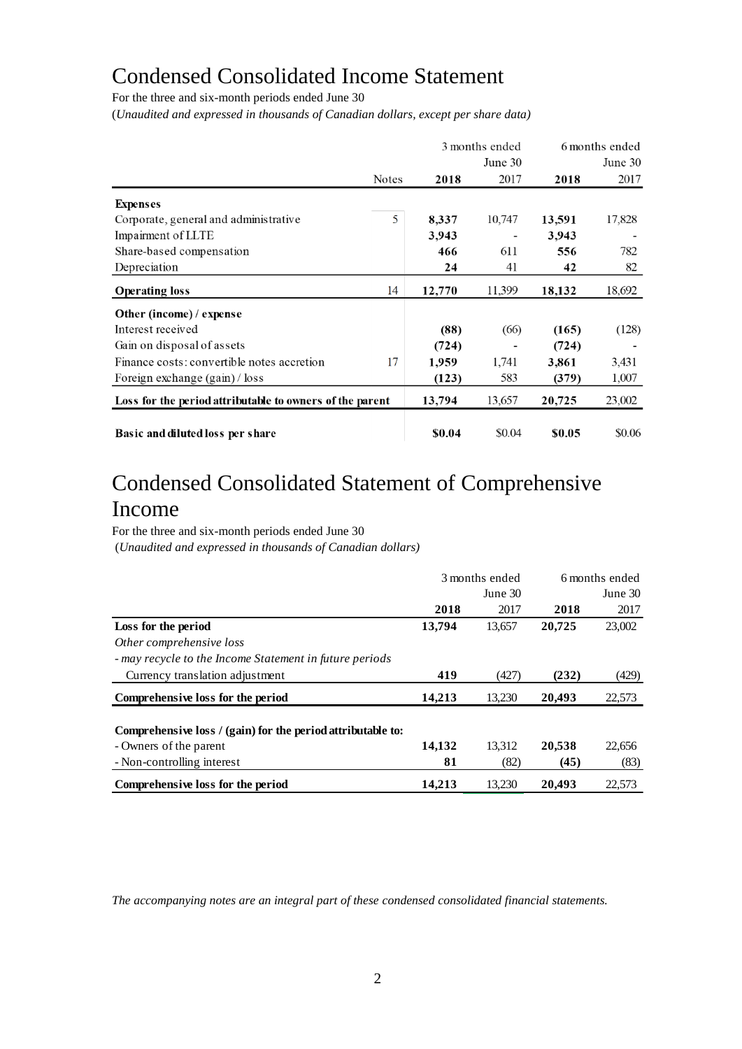# Condensed Consolidated Income Statement

For the three and six-month periods ended June 30

(*Unaudited and expressed in thousands of Canadian dollars, except per share data)*

| | Notes | 3 months ended June 30 2018 | 2017 | 6 months ended June 30 2018 | 2017 |
|---|---|---|---|---|---|
| **Expenses** | | | | | |
| Corporate, general and administrative | 5 | **8,337** | 10,747 | **13,591** | 17,828 |
| Impairment of LLTE | | **3,943** | - | **3,943** | - |
| Share-based compensation | | **466** | 611 | **556** | 782 |
| Depreciation | | **24** | 41 | **42** | 82 |
| **Operating loss** | 14 | **12,770** | 11,399 | **18,132** | 18,692 |
| **Other (income) / expense** | | | | | |
| Interest received | | **(88)** | (66) | **(165)** | (128) |
| Gain on disposal of assets | | **(724)** | - | **(724)** | - |
| Finance costs: convertible notes accretion | 17 | **1,959** | 1,741 | **3,861** | 3,431 |
| Foreign exchange (gain) / loss | | **(123)** | 583 | **(379)** | 1,007 |
| **Loss for the period attributable to owners of the parent** | | **13,794** | 13,657 | **20,725** | 23,002 |
| **Basic and diluted loss per share** | | **$0.04** | $0.04 | **$0.05** | $0.06 |

# Condensed Consolidated Statement of Comprehensive Income

For the three and six-month periods ended June 30

(*Unaudited and expressed in thousands of Canadian dollars)*

| | 3 months ended June 30 2018 | 2017 | 6 months ended June 30 2018 | 2017 |
|---|---|---|---|---|
| **Loss for the period** | **13,794** | 13,657 | **20,725** | 23,002 |
| *Other comprehensive loss* | | | | |
| *- may recycle to the Income Statement in future periods* | | | | |
| Currency translation adjustment | **419** | (427) | **(232)** | (429) |
| **Comprehensive loss for the period** | **14,213** | 13,230 | **20,493** | 22,573 |
| **Comprehensive loss / (gain) for the period attributable to:** | | | | |
| - Owners of the parent | **14,132** | 13,312 | **20,538** | 22,656 |
| - Non-controlling interest | **81** | (82) | **(45)** | (83) |
| **Comprehensive loss for the period** | **14,213** | 13,230 | **20,493** | 22,573 |

*The accompanying notes are an integral part of these condensed consolidated financial statements.*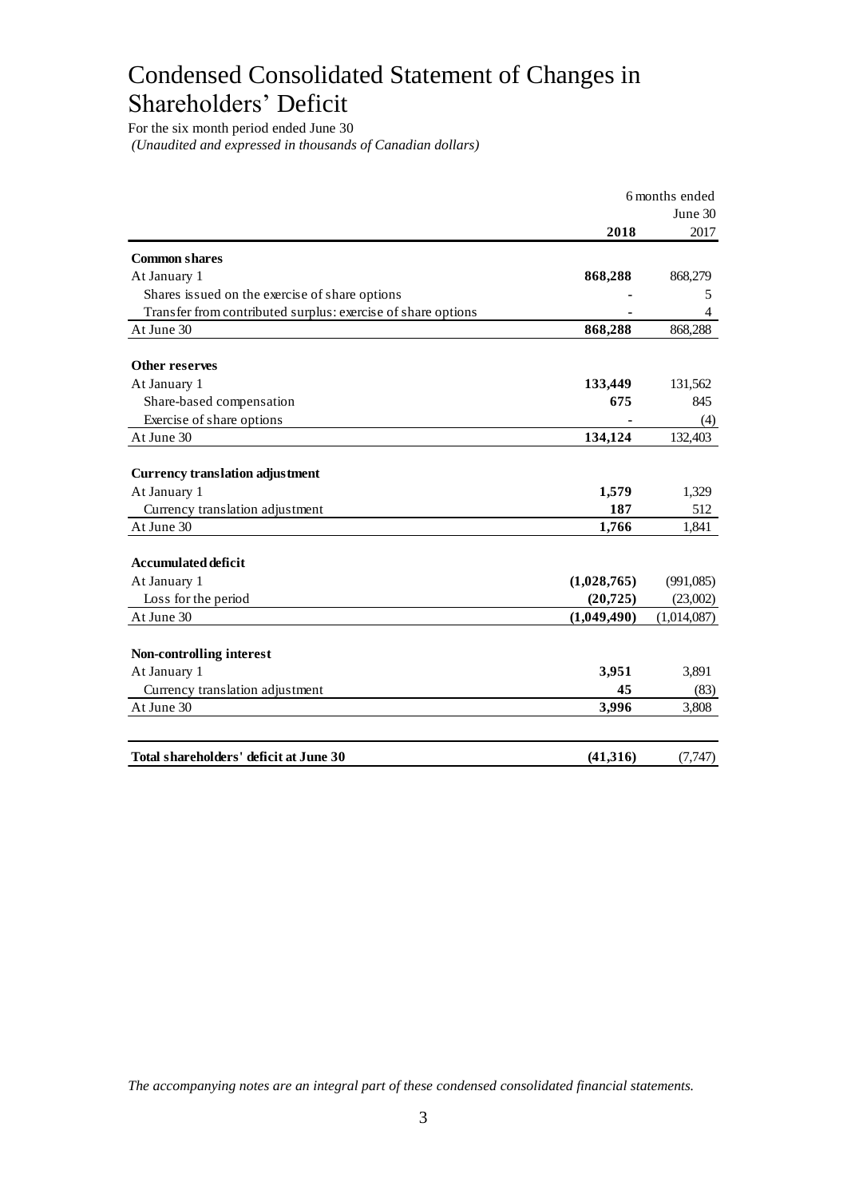# Condensed Consolidated Statement of Changes in Shareholders' Deficit

For the six month period ended June 30
*(Unaudited and expressed in thousands of Canadian dollars)*

| | 6 months ended June 30 | |
|---|---|---|
| | **2018** | 2017 |
| **Common shares** | | |
| At January 1 | **868,288** | 868,279 |
| Shares issued on the exercise of share options | **-** | 5 |
| Transfer from contributed surplus: exercise of share options | **-** | 4 |
| At June 30 | **868,288** | 868,288 |
| **Other reserves** | | |
| At January 1 | **133,449** | 131,562 |
| Share-based compensation | **675** | 845 |
| Exercise of share options | **-** | (4) |
| At June 30 | **134,124** | 132,403 |
| **Currency translation adjustment** | | |
| At January 1 | **1,579** | 1,329 |
| Currency translation adjustment | **187** | 512 |
| At June 30 | **1,766** | 1,841 |
| **Accumulated deficit** | | |
| At January 1 | **(1,028,765)** | (991,085) |
| Loss for the period | **(20,725)** | (23,002) |
| At June 30 | **(1,049,490)** | (1,014,087) |
| **Non-controlling interest** | | |
| At January 1 | **3,951** | 3,891 |
| Currency translation adjustment | **45** | (83) |
| At June 30 | **3,996** | 3,808 |
| **Total shareholders' deficit at June 30** | **(41,316)** | (7,747) |

*The accompanying notes are an integral part of these condensed consolidated financial statements.*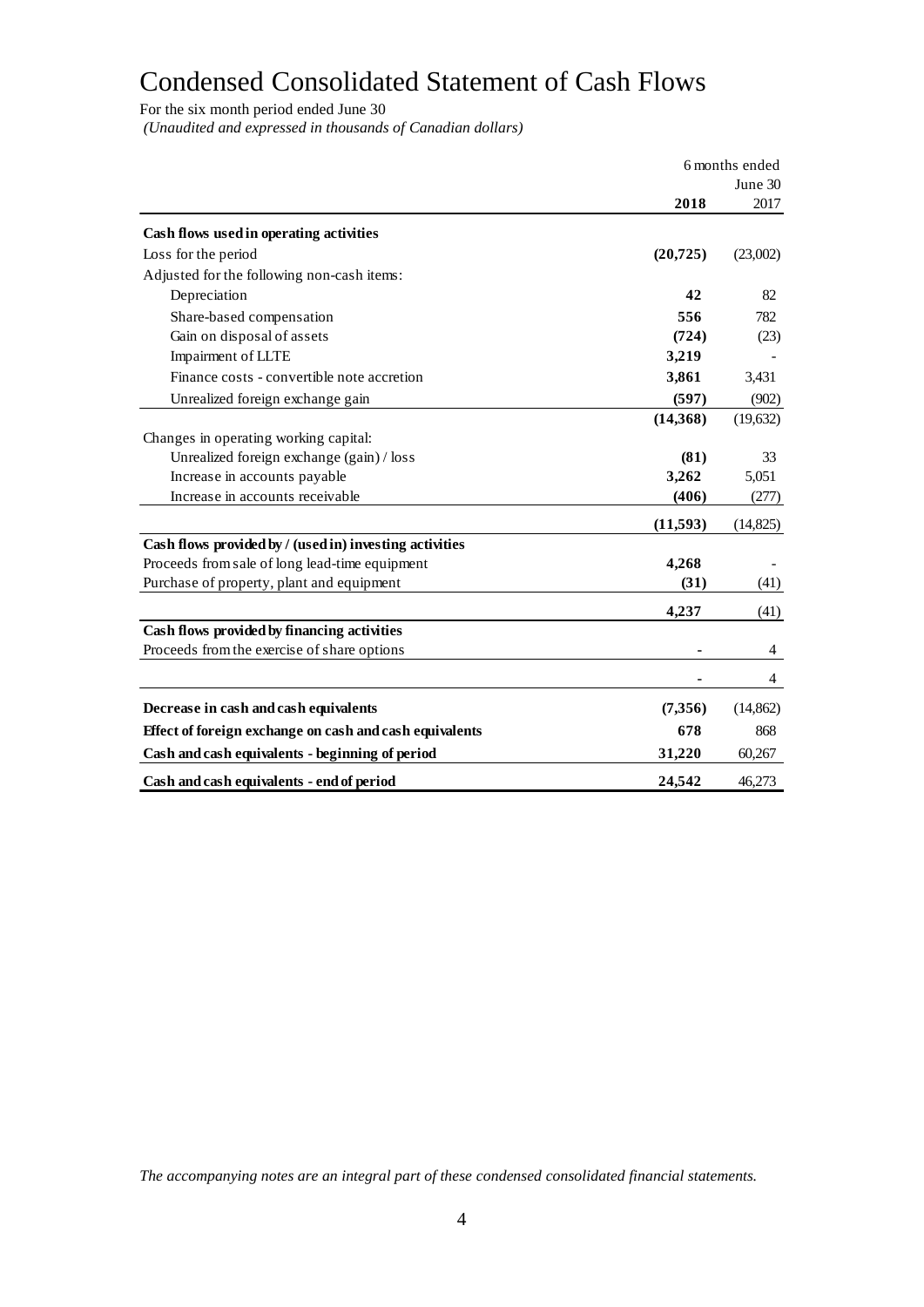# Condensed Consolidated Statement of Cash Flows

For the six month period ended June 30

*(Unaudited and expressed in thousands of Canadian dollars)*

| | 6 months ended June 30 | |
|---|---|---|
| | **2018** | 2017 |
| **Cash flows used in operating activities** | | |
| Loss for the period | **(20,725)** | (23,002) |
| Adjusted for the following non-cash items: | | |
| Depreciation | **42** | 82 |
| Share-based compensation | **556** | 782 |
| Gain on disposal of assets | **(724)** | (23) |
| Impairment of LLTE | **3,219** | - |
| Finance costs - convertible note accretion | **3,861** | 3,431 |
| Unrealized foreign exchange gain | **(597)** | (902) |
| | **(14,368)** | (19,632) |
| Changes in operating working capital: | | |
| Unrealized foreign exchange (gain) / loss | **(81)** | 33 |
| Increase in accounts payable | **3,262** | 5,051 |
| Increase in accounts receivable | **(406)** | (277) |
| | **(11,593)** | (14,825) |
| **Cash flows provided by / (used in) investing activities** | | |
| Proceeds from sale of long lead-time equipment | **4,268** | - |
| Purchase of property, plant and equipment | **(31)** | (41) |
| | **4,237** | (41) |
| **Cash flows provided by financing activities** | | |
| Proceeds from the exercise of share options | **-** | 4 |
| | **-** | 4 |
| **Decrease in cash and cash equivalents** | **(7,356)** | (14,862) |
| **Effect of foreign exchange on cash and cash equivalents** | **678** | 868 |
| **Cash and cash equivalents - beginning of period** | **31,220** | 60,267 |
| **Cash and cash equivalents - end of period** | **24,542** | 46,273 |

*The accompanying notes are an integral part of these condensed consolidated financial statements.*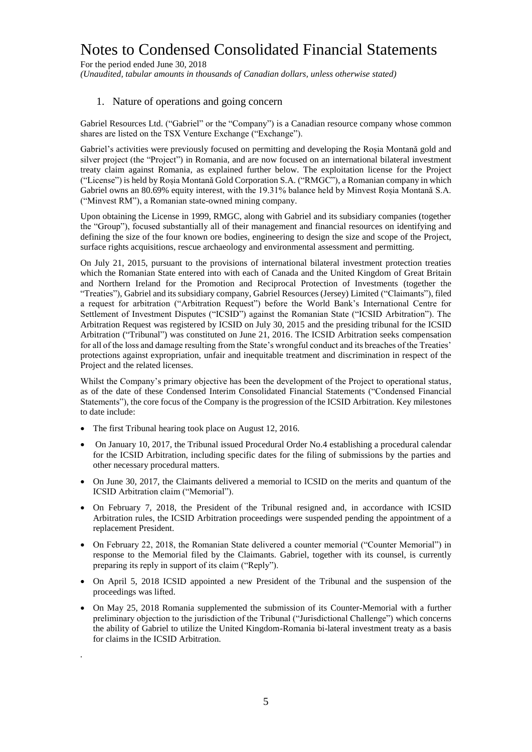# Notes to Condensed Consolidated Financial Statements

For the period ended June 30, 2018

*(Unaudited, tabular amounts in thousands of Canadian dollars, unless otherwise stated)*

## 1. Nature of operations and going concern

Gabriel Resources Ltd. ("Gabriel" or the "Company") is a Canadian resource company whose common shares are listed on the TSX Venture Exchange ("Exchange").

Gabriel's activities were previously focused on permitting and developing the Roșia Montană gold and silver project (the "Project") in Romania, and are now focused on an international bilateral investment treaty claim against Romania, as explained further below. The exploitation license for the Project ("License") is held by Roșia Montană Gold Corporation S.A. ("RMGC"), a Romanian company in which Gabriel owns an 80.69% equity interest, with the 19.31% balance held by Minvest Roșia Montană S.A. ("Minvest RM"), a Romanian state-owned mining company.

Upon obtaining the License in 1999, RMGC, along with Gabriel and its subsidiary companies (together the "Group"), focused substantially all of their management and financial resources on identifying and defining the size of the four known ore bodies, engineering to design the size and scope of the Project, surface rights acquisitions, rescue archaeology and environmental assessment and permitting.

On July 21, 2015, pursuant to the provisions of international bilateral investment protection treaties which the Romanian State entered into with each of Canada and the United Kingdom of Great Britain and Northern Ireland for the Promotion and Reciprocal Protection of Investments (together the "Treaties"), Gabriel and its subsidiary company, Gabriel Resources (Jersey) Limited ("Claimants"), filed a request for arbitration ("Arbitration Request") before the World Bank's International Centre for Settlement of Investment Disputes ("ICSID") against the Romanian State ("ICSID Arbitration"). The Arbitration Request was registered by ICSID on July 30, 2015 and the presiding tribunal for the ICSID Arbitration ("Tribunal") was constituted on June 21, 2016. The ICSID Arbitration seeks compensation for all of the loss and damage resulting from the State's wrongful conduct and its breaches of the Treaties' protections against expropriation, unfair and inequitable treatment and discrimination in respect of the Project and the related licenses.

Whilst the Company's primary objective has been the development of the Project to operational status, as of the date of these Condensed Interim Consolidated Financial Statements ("Condensed Financial Statements"), the core focus of the Company is the progression of the ICSID Arbitration. Key milestones to date include:

- The first Tribunal hearing took place on August 12, 2016.
- On January 10, 2017, the Tribunal issued Procedural Order No.4 establishing a procedural calendar for the ICSID Arbitration, including specific dates for the filing of submissions by the parties and other necessary procedural matters.
- On June 30, 2017, the Claimants delivered a memorial to ICSID on the merits and quantum of the ICSID Arbitration claim ("Memorial").
- On February 7, 2018, the President of the Tribunal resigned and, in accordance with ICSID Arbitration rules, the ICSID Arbitration proceedings were suspended pending the appointment of a replacement President.
- On February 22, 2018, the Romanian State delivered a counter memorial ("Counter Memorial") in response to the Memorial filed by the Claimants. Gabriel, together with its counsel, is currently preparing its reply in support of its claim ("Reply").
- On April 5, 2018 ICSID appointed a new President of the Tribunal and the suspension of the proceedings was lifted.
- On May 25, 2018 Romania supplemented the submission of its Counter-Memorial with a further preliminary objection to the jurisdiction of the Tribunal ("Jurisdictional Challenge") which concerns the ability of Gabriel to utilize the United Kingdom-Romania bi-lateral investment treaty as a basis for claims in the ICSID Arbitration.

.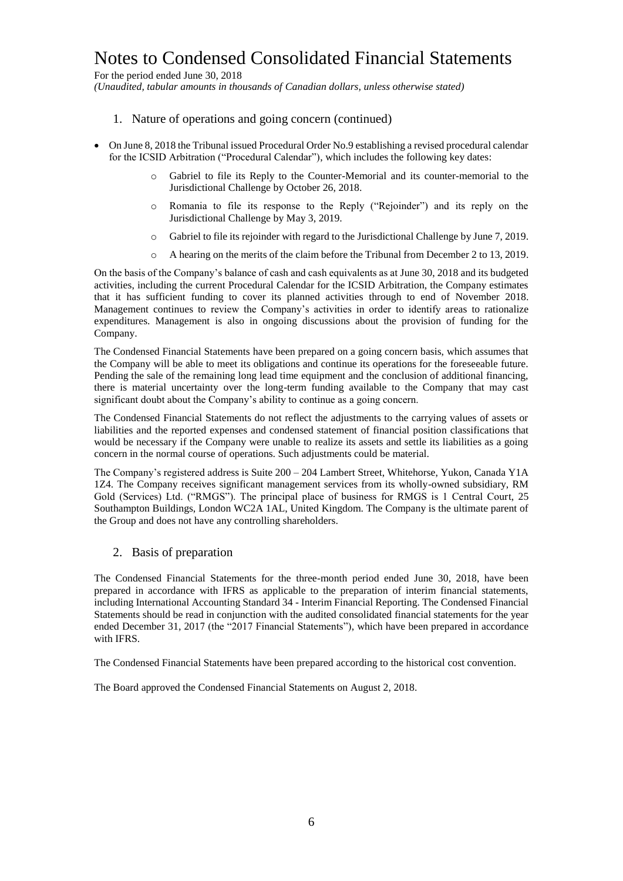# Notes to Condensed Consolidated Financial Statements

For the period ended June 30, 2018

*(Unaudited, tabular amounts in thousands of Canadian dollars, unless otherwise stated)*

## 1. Nature of operations and going concern (continued)

- On June 8, 2018 the Tribunal issued Procedural Order No.9 establishing a revised procedural calendar for the ICSID Arbitration ("Procedural Calendar"), which includes the following key dates:
  - Gabriel to file its Reply to the Counter-Memorial and its counter-memorial to the Jurisdictional Challenge by October 26, 2018.
  - Romania to file its response to the Reply ("Rejoinder") and its reply on the Jurisdictional Challenge by May 3, 2019.
  - Gabriel to file its rejoinder with regard to the Jurisdictional Challenge by June 7, 2019.
  - A hearing on the merits of the claim before the Tribunal from December 2 to 13, 2019.

On the basis of the Company's balance of cash and cash equivalents as at June 30, 2018 and its budgeted activities, including the current Procedural Calendar for the ICSID Arbitration, the Company estimates that it has sufficient funding to cover its planned activities through to end of November 2018. Management continues to review the Company's activities in order to identify areas to rationalize expenditures. Management is also in ongoing discussions about the provision of funding for the Company.

The Condensed Financial Statements have been prepared on a going concern basis, which assumes that the Company will be able to meet its obligations and continue its operations for the foreseeable future. Pending the sale of the remaining long lead time equipment and the conclusion of additional financing, there is material uncertainty over the long-term funding available to the Company that may cast significant doubt about the Company's ability to continue as a going concern.

The Condensed Financial Statements do not reflect the adjustments to the carrying values of assets or liabilities and the reported expenses and condensed statement of financial position classifications that would be necessary if the Company were unable to realize its assets and settle its liabilities as a going concern in the normal course of operations. Such adjustments could be material.

The Company's registered address is Suite 200 – 204 Lambert Street, Whitehorse, Yukon, Canada Y1A 1Z4. The Company receives significant management services from its wholly-owned subsidiary, RM Gold (Services) Ltd. ("RMGS"). The principal place of business for RMGS is 1 Central Court, 25 Southampton Buildings, London WC2A 1AL, United Kingdom. The Company is the ultimate parent of the Group and does not have any controlling shareholders.

## 2. Basis of preparation

The Condensed Financial Statements for the three-month period ended June 30, 2018, have been prepared in accordance with IFRS as applicable to the preparation of interim financial statements, including International Accounting Standard 34 - Interim Financial Reporting. The Condensed Financial Statements should be read in conjunction with the audited consolidated financial statements for the year ended December 31, 2017 (the "2017 Financial Statements"), which have been prepared in accordance with IFRS.

The Condensed Financial Statements have been prepared according to the historical cost convention.

The Board approved the Condensed Financial Statements on August 2, 2018.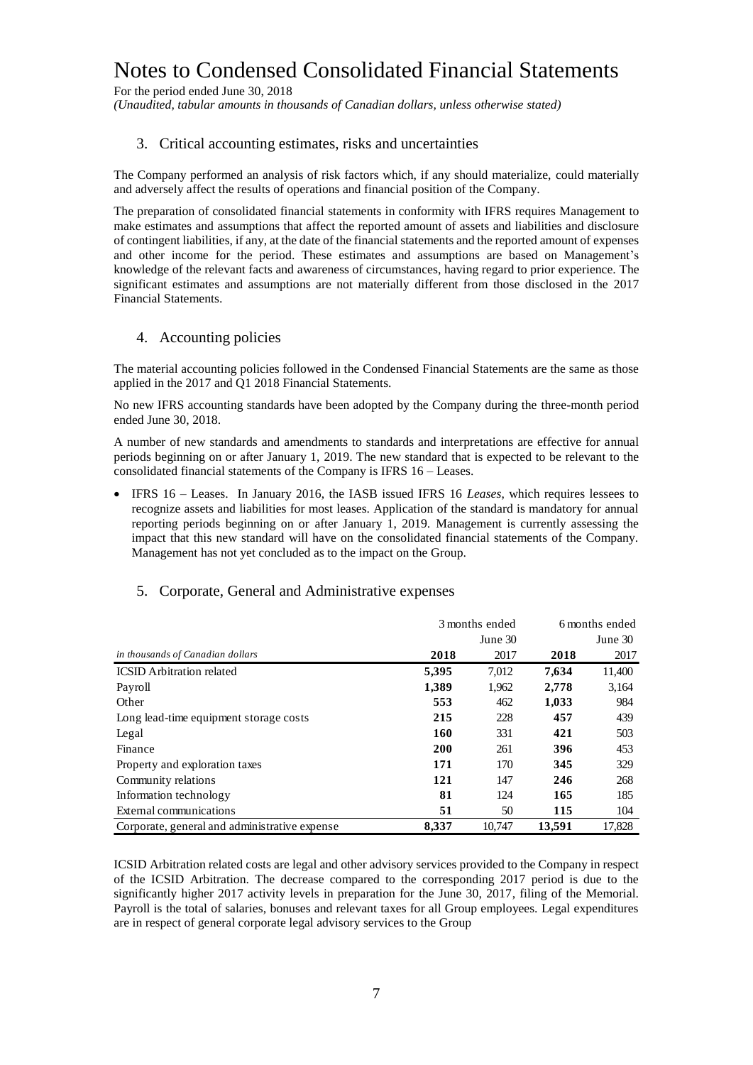# Notes to Condensed Consolidated Financial Statements

For the period ended June 30, 2018

*(Unaudited, tabular amounts in thousands of Canadian dollars, unless otherwise stated)*

## 3. Critical accounting estimates, risks and uncertainties

The Company performed an analysis of risk factors which, if any should materialize, could materially and adversely affect the results of operations and financial position of the Company.

The preparation of consolidated financial statements in conformity with IFRS requires Management to make estimates and assumptions that affect the reported amount of assets and liabilities and disclosure of contingent liabilities, if any, at the date of the financial statements and the reported amount of expenses and other income for the period. These estimates and assumptions are based on Management's knowledge of the relevant facts and awareness of circumstances, having regard to prior experience. The significant estimates and assumptions are not materially different from those disclosed in the 2017 Financial Statements.

## 4. Accounting policies

The material accounting policies followed in the Condensed Financial Statements are the same as those applied in the 2017 and Q1 2018 Financial Statements.

No new IFRS accounting standards have been adopted by the Company during the three-month period ended June 30, 2018.

A number of new standards and amendments to standards and interpretations are effective for annual periods beginning on or after January 1, 2019. The new standard that is expected to be relevant to the consolidated financial statements of the Company is IFRS 16 – Leases.

- IFRS 16 – Leases. In January 2016, the IASB issued IFRS 16 *Leases*, which requires lessees to recognize assets and liabilities for most leases. Application of the standard is mandatory for annual reporting periods beginning on or after January 1, 2019. Management is currently assessing the impact that this new standard will have on the consolidated financial statements of the Company. Management has not yet concluded as to the impact on the Group.

## 5. Corporate, General and Administrative expenses

| | 3 months ended June 30 | | 6 months ended June 30 | |
|---|---|---|---|---|
| *in thousands of Canadian dollars* | **2018** | 2017 | **2018** | 2017 |
| ICSID Arbitration related | **5,395** | 7,012 | **7,634** | 11,400 |
| Payroll | **1,389** | 1,962 | **2,778** | 3,164 |
| Other | **553** | 462 | **1,033** | 984 |
| Long lead-time equipment storage costs | **215** | 228 | **457** | 439 |
| Legal | **160** | 331 | **421** | 503 |
| Finance | **200** | 261 | **396** | 453 |
| Property and exploration taxes | **171** | 170 | **345** | 329 |
| Community relations | **121** | 147 | **246** | 268 |
| Information technology | **81** | 124 | **165** | 185 |
| External communications | **51** | 50 | **115** | 104 |
| Corporate, general and administrative expense | **8,337** | 10,747 | **13,591** | 17,828 |

ICSID Arbitration related costs are legal and other advisory services provided to the Company in respect of the ICSID Arbitration. The decrease compared to the corresponding 2017 period is due to the significantly higher 2017 activity levels in preparation for the June 30, 2017, filing of the Memorial. Payroll is the total of salaries, bonuses and relevant taxes for all Group employees. Legal expenditures are in respect of general corporate legal advisory services to the Group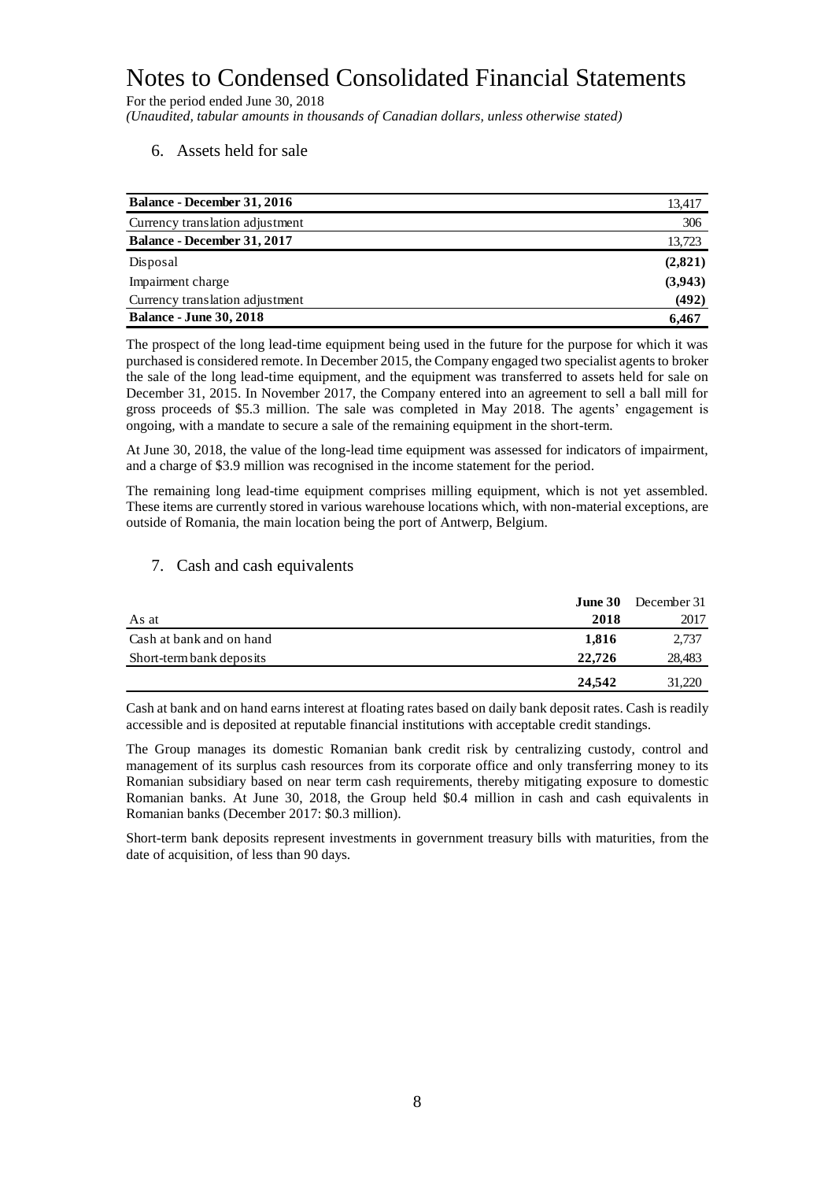# Notes to Condensed Consolidated Financial Statements

For the period ended June 30, 2018

*(Unaudited, tabular amounts in thousands of Canadian dollars, unless otherwise stated)*

## 6. Assets held for sale

| | |
|---|---|
| **Balance - December 31, 2016** | 13,417 |
| Currency translation adjustment | 306 |
| **Balance - December 31, 2017** | 13,723 |
| Disposal | **(2,821)** |
| Impairment charge | **(3,943)** |
| Currency translation adjustment | **(492)** |
| **Balance - June 30, 2018** | **6,467** |

The prospect of the long lead-time equipment being used in the future for the purpose for which it was purchased is considered remote. In December 2015, the Company engaged two specialist agents to broker the sale of the long lead-time equipment, and the equipment was transferred to assets held for sale on December 31, 2015. In November 2017, the Company entered into an agreement to sell a ball mill for gross proceeds of $5.3 million. The sale was completed in May 2018. The agents' engagement is ongoing, with a mandate to secure a sale of the remaining equipment in the short-term.

At June 30, 2018, the value of the long-lead time equipment was assessed for indicators of impairment, and a charge of $3.9 million was recognised in the income statement for the period.

The remaining long lead-time equipment comprises milling equipment, which is not yet assembled. These items are currently stored in various warehouse locations which, with non-material exceptions, are outside of Romania, the main location being the port of Antwerp, Belgium.

## 7. Cash and cash equivalents

| As at | **June 30 2018** | December 31 2017 |
|---|---|---|
| Cash at bank and on hand | **1,816** | 2,737 |
| Short-term bank deposits | **22,726** | 28,483 |
| | **24,542** | 31,220 |

Cash at bank and on hand earns interest at floating rates based on daily bank deposit rates. Cash is readily accessible and is deposited at reputable financial institutions with acceptable credit standings.

The Group manages its domestic Romanian bank credit risk by centralizing custody, control and management of its surplus cash resources from its corporate office and only transferring money to its Romanian subsidiary based on near term cash requirements, thereby mitigating exposure to domestic Romanian banks. At June 30, 2018, the Group held $0.4 million in cash and cash equivalents in Romanian banks (December 2017: $0.3 million).

Short-term bank deposits represent investments in government treasury bills with maturities, from the date of acquisition, of less than 90 days.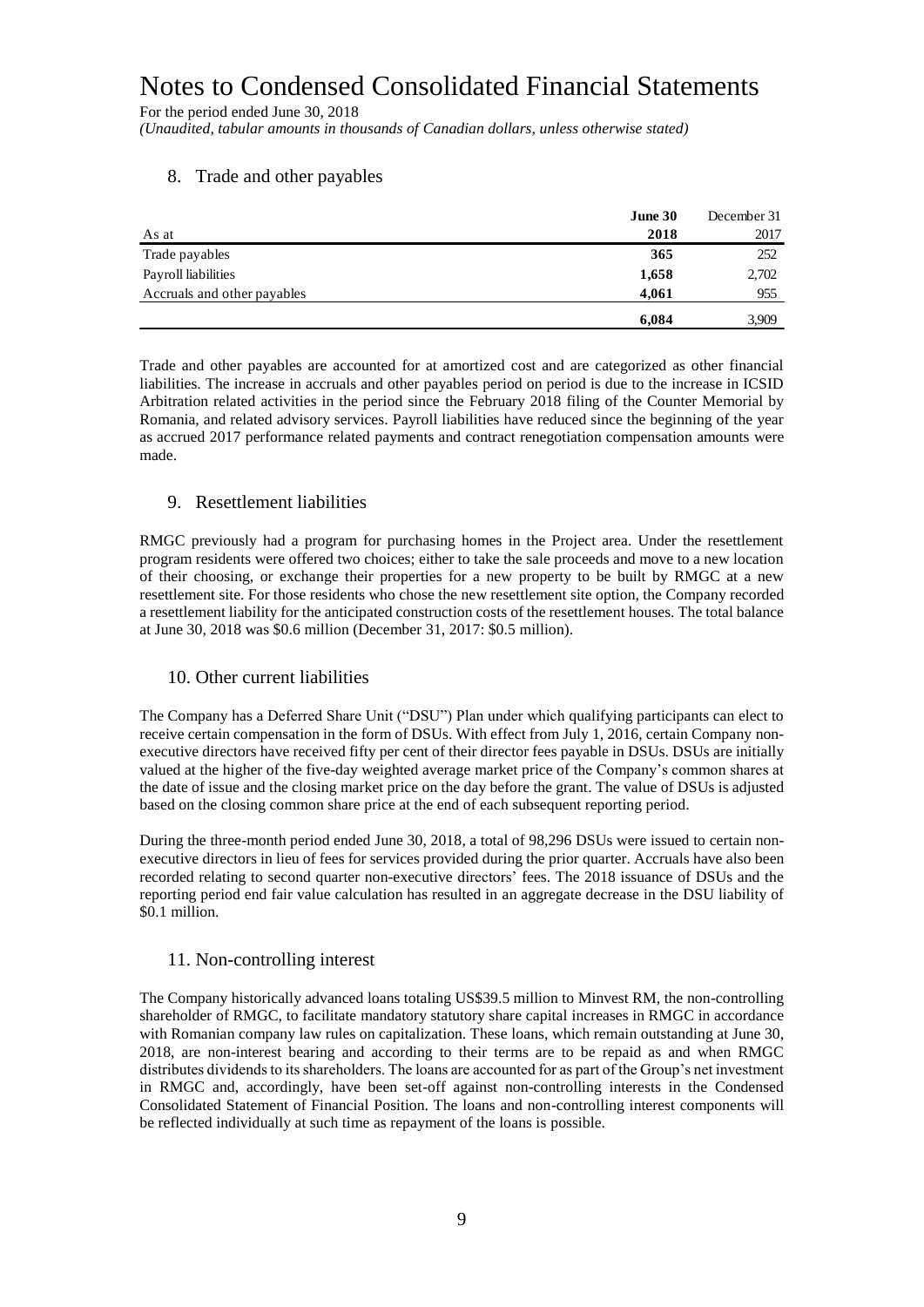# Notes to Condensed Consolidated Financial Statements

For the period ended June 30, 2018

*(Unaudited, tabular amounts in thousands of Canadian dollars, unless otherwise stated)*

## 8. Trade and other payables

| As at | **June 30 2018** | December 31 2017 |
|---|---|---|
| Trade payables | **365** | 252 |
| Payroll liabilities | **1,658** | 2,702 |
| Accruals and other payables | **4,061** | 955 |
| | **6,084** | 3,909 |

Trade and other payables are accounted for at amortized cost and are categorized as other financial liabilities. The increase in accruals and other payables period on period is due to the increase in ICSID Arbitration related activities in the period since the February 2018 filing of the Counter Memorial by Romania, and related advisory services. Payroll liabilities have reduced since the beginning of the year as accrued 2017 performance related payments and contract renegotiation compensation amounts were made.

## 9. Resettlement liabilities

RMGC previously had a program for purchasing homes in the Project area. Under the resettlement program residents were offered two choices; either to take the sale proceeds and move to a new location of their choosing, or exchange their properties for a new property to be built by RMGC at a new resettlement site. For those residents who chose the new resettlement site option, the Company recorded a resettlement liability for the anticipated construction costs of the resettlement houses. The total balance at June 30, 2018 was \$0.6 million (December 31, 2017: \$0.5 million).

## 10. Other current liabilities

The Company has a Deferred Share Unit ("DSU") Plan under which qualifying participants can elect to receive certain compensation in the form of DSUs. With effect from July 1, 2016, certain Company non-executive directors have received fifty per cent of their director fees payable in DSUs. DSUs are initially valued at the higher of the five-day weighted average market price of the Company's common shares at the date of issue and the closing market price on the day before the grant. The value of DSUs is adjusted based on the closing common share price at the end of each subsequent reporting period.

During the three-month period ended June 30, 2018, a total of 98,296 DSUs were issued to certain non-executive directors in lieu of fees for services provided during the prior quarter. Accruals have also been recorded relating to second quarter non-executive directors' fees. The 2018 issuance of DSUs and the reporting period end fair value calculation has resulted in an aggregate decrease in the DSU liability of \$0.1 million.

## 11. Non-controlling interest

The Company historically advanced loans totaling US\$39.5 million to Minvest RM, the non-controlling shareholder of RMGC, to facilitate mandatory statutory share capital increases in RMGC in accordance with Romanian company law rules on capitalization. These loans, which remain outstanding at June 30, 2018, are non-interest bearing and according to their terms are to be repaid as and when RMGC distributes dividends to its shareholders. The loans are accounted for as part of the Group's net investment in RMGC and, accordingly, have been set-off against non-controlling interests in the Condensed Consolidated Statement of Financial Position. The loans and non-controlling interest components will be reflected individually at such time as repayment of the loans is possible.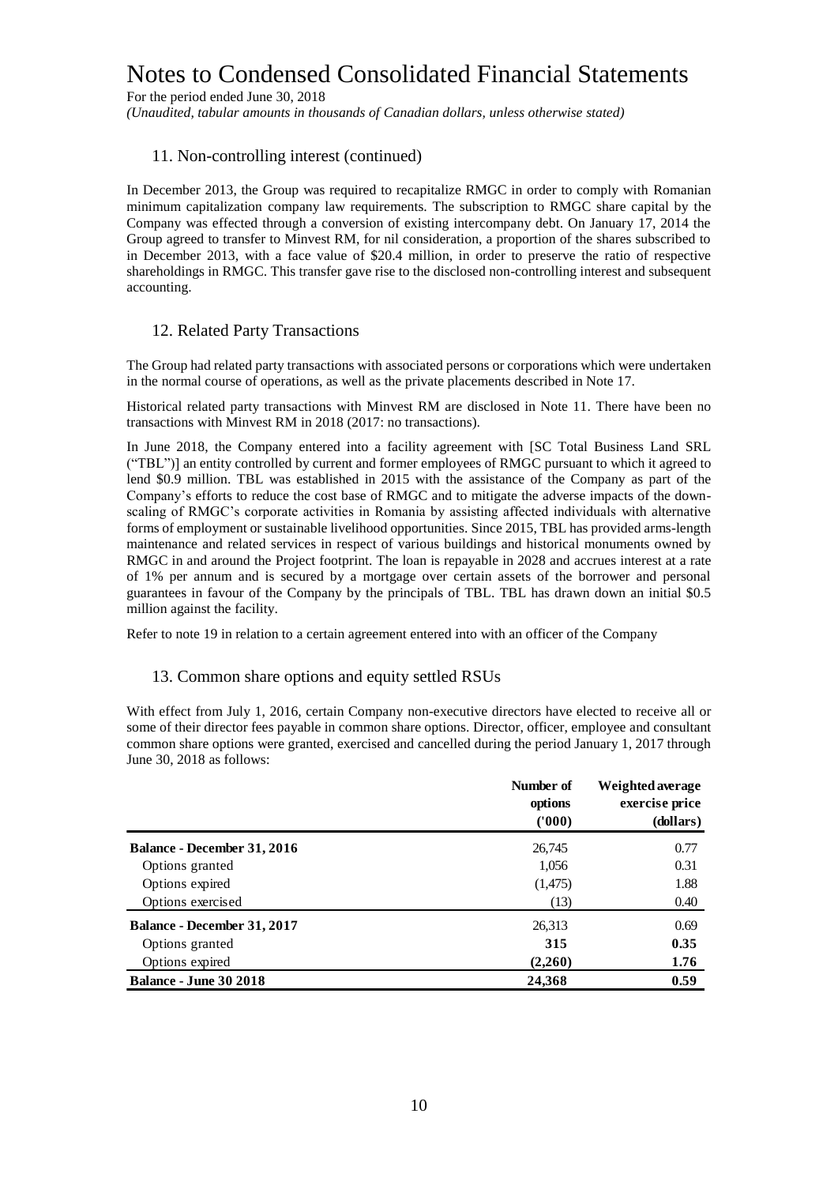# Notes to Condensed Consolidated Financial Statements

For the period ended June 30, 2018

*(Unaudited, tabular amounts in thousands of Canadian dollars, unless otherwise stated)*

## 11. Non-controlling interest (continued)

In December 2013, the Group was required to recapitalize RMGC in order to comply with Romanian minimum capitalization company law requirements. The subscription to RMGC share capital by the Company was effected through a conversion of existing intercompany debt. On January 17, 2014 the Group agreed to transfer to Minvest RM, for nil consideration, a proportion of the shares subscribed to in December 2013, with a face value of $20.4 million, in order to preserve the ratio of respective shareholdings in RMGC. This transfer gave rise to the disclosed non-controlling interest and subsequent accounting.

## 12. Related Party Transactions

The Group had related party transactions with associated persons or corporations which were undertaken in the normal course of operations, as well as the private placements described in Note 17.

Historical related party transactions with Minvest RM are disclosed in Note 11. There have been no transactions with Minvest RM in 2018 (2017: no transactions).

In June 2018, the Company entered into a facility agreement with [SC Total Business Land SRL ("TBL")] an entity controlled by current and former employees of RMGC pursuant to which it agreed to lend $0.9 million. TBL was established in 2015 with the assistance of the Company as part of the Company's efforts to reduce the cost base of RMGC and to mitigate the adverse impacts of the down-scaling of RMGC's corporate activities in Romania by assisting affected individuals with alternative forms of employment or sustainable livelihood opportunities. Since 2015, TBL has provided arms-length maintenance and related services in respect of various buildings and historical monuments owned by RMGC in and around the Project footprint. The loan is repayable in 2028 and accrues interest at a rate of 1% per annum and is secured by a mortgage over certain assets of the borrower and personal guarantees in favour of the Company by the principals of TBL. TBL has drawn down an initial $0.5 million against the facility.

Refer to note 19 in relation to a certain agreement entered into with an officer of the Company

## 13. Common share options and equity settled RSUs

With effect from July 1, 2016, certain Company non-executive directors have elected to receive all or some of their director fees payable in common share options. Director, officer, employee and consultant common share options were granted, exercised and cancelled during the period January 1, 2017 through June 30, 2018 as follows:

| | Number of options ('000) | Weighted average exercise price (dollars) |
|---|---|---|
| **Balance - December 31, 2016** | 26,745 | 0.77 |
| Options granted | 1,056 | 0.31 |
| Options expired | (1,475) | 1.88 |
| Options exercised | (13) | 0.40 |
| **Balance - December 31, 2017** | 26,313 | 0.69 |
| Options granted | **315** | **0.35** |
| Options expired | **(2,260)** | **1.76** |
| **Balance - June 30 2018** | **24,368** | **0.59** |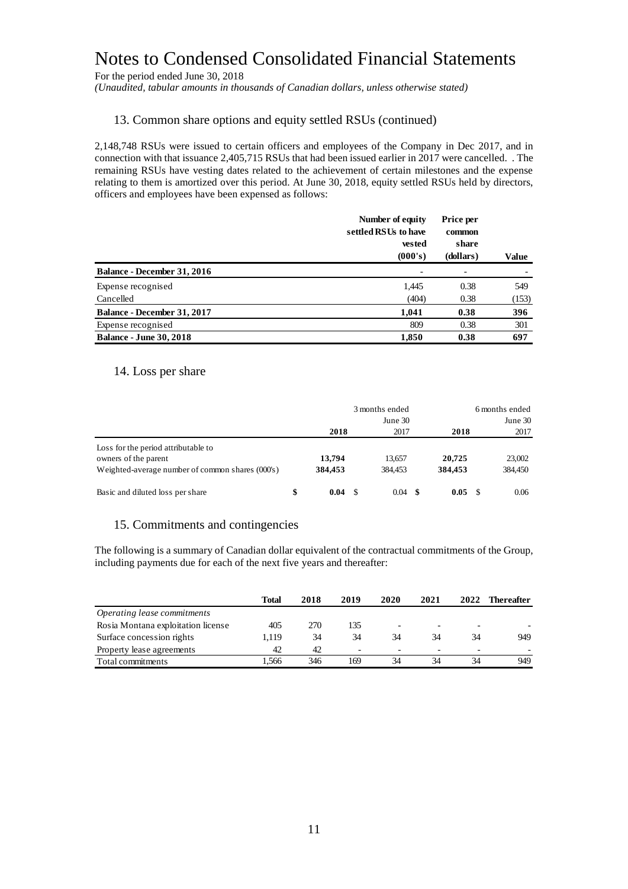# Notes to Condensed Consolidated Financial Statements

For the period ended June 30, 2018

*(Unaudited, tabular amounts in thousands of Canadian dollars, unless otherwise stated)*

## 13. Common share options and equity settled RSUs (continued)

2,148,748 RSUs were issued to certain officers and employees of the Company in Dec 2017, and in connection with that issuance 2,405,715 RSUs that had been issued earlier in 2017 were cancelled. . The remaining RSUs have vesting dates related to the achievement of certain milestones and the expense relating to them is amortized over this period. At June 30, 2018, equity settled RSUs held by directors, officers and employees have been expensed as follows:

| | Number of equity settled RSUs to have vested (000's) | Price per common share (dollars) | Value |
|---|---|---|---|
| **Balance - December 31, 2016** | - | - | - |
| Expense recognised | 1,445 | 0.38 | 549 |
| Cancelled | (404) | 0.38 | (153) |
| **Balance - December 31, 2017** | **1,041** | **0.38** | **396** |
| Expense recognised | 809 | 0.38 | 301 |
| **Balance - June 30, 2018** | **1,850** | **0.38** | **697** |

## 14. Loss per share

| | 3 months ended June 30 2018 | 3 months ended June 30 2017 | 6 months ended June 30 2018 | 6 months ended June 30 2017 |
|---|---|---|---|---|
| Loss for the period attributable to owners of the parent | **13,794** | 13,657 | **20,725** | 23,002 |
| Weighted-average number of common shares (000's) | **384,453** | 384,453 | **384,453** | 384,450 |
| Basic and diluted loss per share | **$ 0.04** | $ 0.04 | **$ 0.05** | $ 0.06 |

## 15. Commitments and contingencies

The following is a summary of Canadian dollar equivalent of the contractual commitments of the Group, including payments due for each of the next five years and thereafter:

| | Total | 2018 | 2019 | 2020 | 2021 | 2022 | Thereafter |
|---|---|---|---|---|---|---|---|
| *Operating lease commitments* | | | | | | | |
| Rosia Montana exploitation license | 405 | 270 | 135 | - | - | - | - |
| Surface concession rights | 1,119 | 34 | 34 | 34 | 34 | 34 | 949 |
| Property lease agreements | 42 | 42 | - | - | - | - | - |
| Total commitments | 1,566 | 346 | 169 | 34 | 34 | 34 | 949 |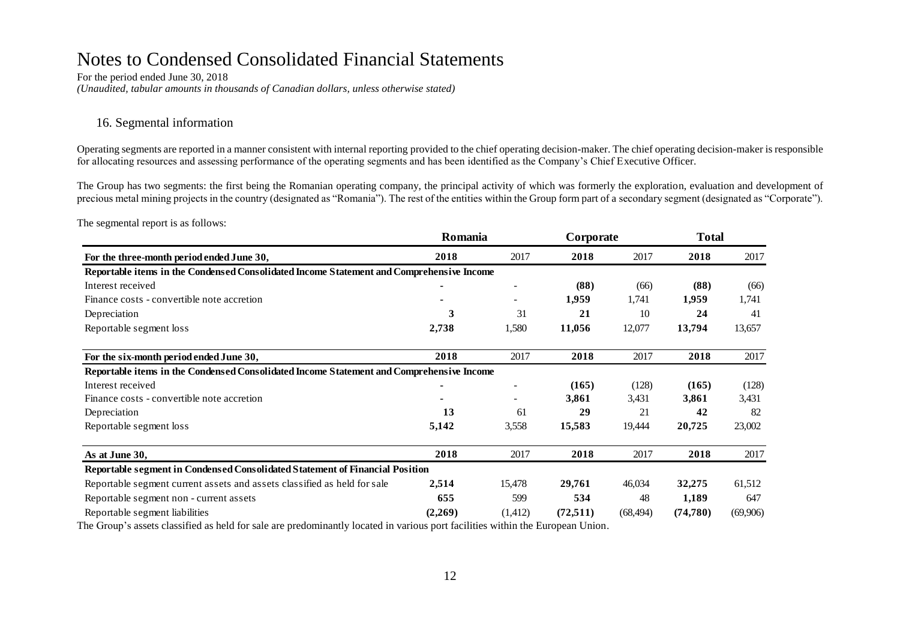# Notes to Condensed Consolidated Financial Statements

For the period ended June 30, 2018

*(Unaudited, tabular amounts in thousands of Canadian dollars, unless otherwise stated)*

## 16. Segmental information

Operating segments are reported in a manner consistent with internal reporting provided to the chief operating decision-maker. The chief operating decision-maker is responsible for allocating resources and assessing performance of the operating segments and has been identified as the Company's Chief Executive Officer.

The Group has two segments: the first being the Romanian operating company, the principal activity of which was formerly the exploration, evaluation and development of precious metal mining projects in the country (designated as "Romania"). The rest of the entities within the Group form part of a secondary segment (designated as "Corporate").

The segmental report is as follows:

| | Romania | | Corporate | | Total | |
|---|---|---|---|---|---|---|
| **For the three-month period ended June 30,** | **2018** | 2017 | **2018** | 2017 | **2018** | 2017 |
| **Reportable items in the Condensed Consolidated Income Statement and Comprehensive Income** | | | | | | |
| Interest received | **-** | - | **(88)** | (66) | **(88)** | (66) |
| Finance costs - convertible note accretion | **-** | - | **1,959** | 1,741 | **1,959** | 1,741 |
| Depreciation | **3** | 31 | **21** | 10 | **24** | 41 |
| Reportable segment loss | **2,738** | 1,580 | **11,056** | 12,077 | **13,794** | 13,657 |
| **For the six-month period ended June 30,** | **2018** | 2017 | **2018** | 2017 | **2018** | 2017 |
| **Reportable items in the Condensed Consolidated Income Statement and Comprehensive Income** | | | | | | |
| Interest received | **-** | - | **(165)** | (128) | **(165)** | (128) |
| Finance costs - convertible note accretion | **-** | - | **3,861** | 3,431 | **3,861** | 3,431 |
| Depreciation | **13** | 61 | **29** | 21 | **42** | 82 |
| Reportable segment loss | **5,142** | 3,558 | **15,583** | 19,444 | **20,725** | 23,002 |
| **As at June 30,** | **2018** | 2017 | **2018** | 2017 | **2018** | 2017 |
| **Reportable segment in Condensed Consolidated Statement of Financial Position** | | | | | | |
| Reportable segment current assets and assets classified as held for sale | **2,514** | 15,478 | **29,761** | 46,034 | **32,275** | 61,512 |
| Reportable segment non - current assets | **655** | 599 | **534** | 48 | **1,189** | 647 |
| Reportable segment liabilities | **(2,269)** | (1,412) | **(72,511)** | (68,494) | **(74,780)** | (69,906) |

The Group's assets classified as held for sale are predominantly located in various port facilities within the European Union.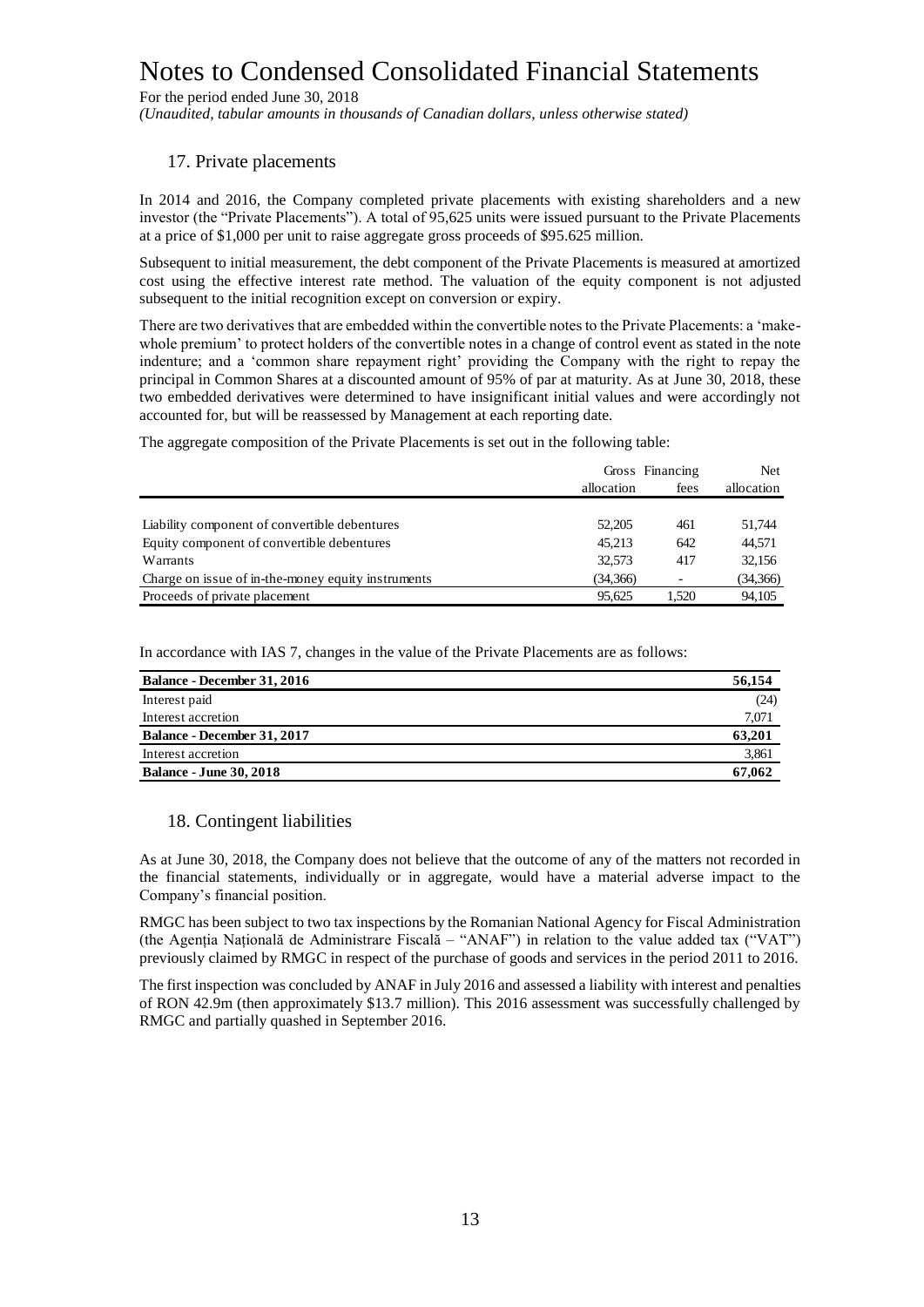# Notes to Condensed Consolidated Financial Statements

For the period ended June 30, 2018

*(Unaudited, tabular amounts in thousands of Canadian dollars, unless otherwise stated)*

## 17. Private placements

In 2014 and 2016, the Company completed private placements with existing shareholders and a new investor (the "Private Placements"). A total of 95,625 units were issued pursuant to the Private Placements at a price of $1,000 per unit to raise aggregate gross proceeds of $95.625 million.

Subsequent to initial measurement, the debt component of the Private Placements is measured at amortized cost using the effective interest rate method. The valuation of the equity component is not adjusted subsequent to the initial recognition except on conversion or expiry.

There are two derivatives that are embedded within the convertible notes to the Private Placements: a 'make-whole premium' to protect holders of the convertible notes in a change of control event as stated in the note indenture; and a 'common share repayment right' providing the Company with the right to repay the principal in Common Shares at a discounted amount of 95% of par at maturity. As at June 30, 2018, these two embedded derivatives were determined to have insignificant initial values and were accordingly not accounted for, but will be reassessed by Management at each reporting date.

The aggregate composition of the Private Placements is set out in the following table:

| | Gross allocation | Financing fees | Net allocation |
|---|---|---|---|
| Liability component of convertible debentures | 52,205 | 461 | 51,744 |
| Equity component of convertible debentures | 45,213 | 642 | 44,571 |
| Warrants | 32,573 | 417 | 32,156 |
| Charge on issue of in-the-money equity instruments | (34,366) | - | (34,366) |
| Proceeds of private placement | 95,625 | 1,520 | 94,105 |

In accordance with IAS 7, changes in the value of the Private Placements are as follows:

| | |
|---|---|
| **Balance - December 31, 2016** | **56,154** |
| Interest paid | (24) |
| Interest accretion | 7,071 |
| **Balance - December 31, 2017** | **63,201** |
| Interest accretion | 3,861 |
| **Balance - June 30, 2018** | **67,062** |

## 18. Contingent liabilities

As at June 30, 2018, the Company does not believe that the outcome of any of the matters not recorded in the financial statements, individually or in aggregate, would have a material adverse impact to the Company's financial position.

RMGC has been subject to two tax inspections by the Romanian National Agency for Fiscal Administration (the Agenția Națională de Administrare Fiscală – "ANAF") in relation to the value added tax ("VAT") previously claimed by RMGC in respect of the purchase of goods and services in the period 2011 to 2016.

The first inspection was concluded by ANAF in July 2016 and assessed a liability with interest and penalties of RON 42.9m (then approximately $13.7 million). This 2016 assessment was successfully challenged by RMGC and partially quashed in September 2016.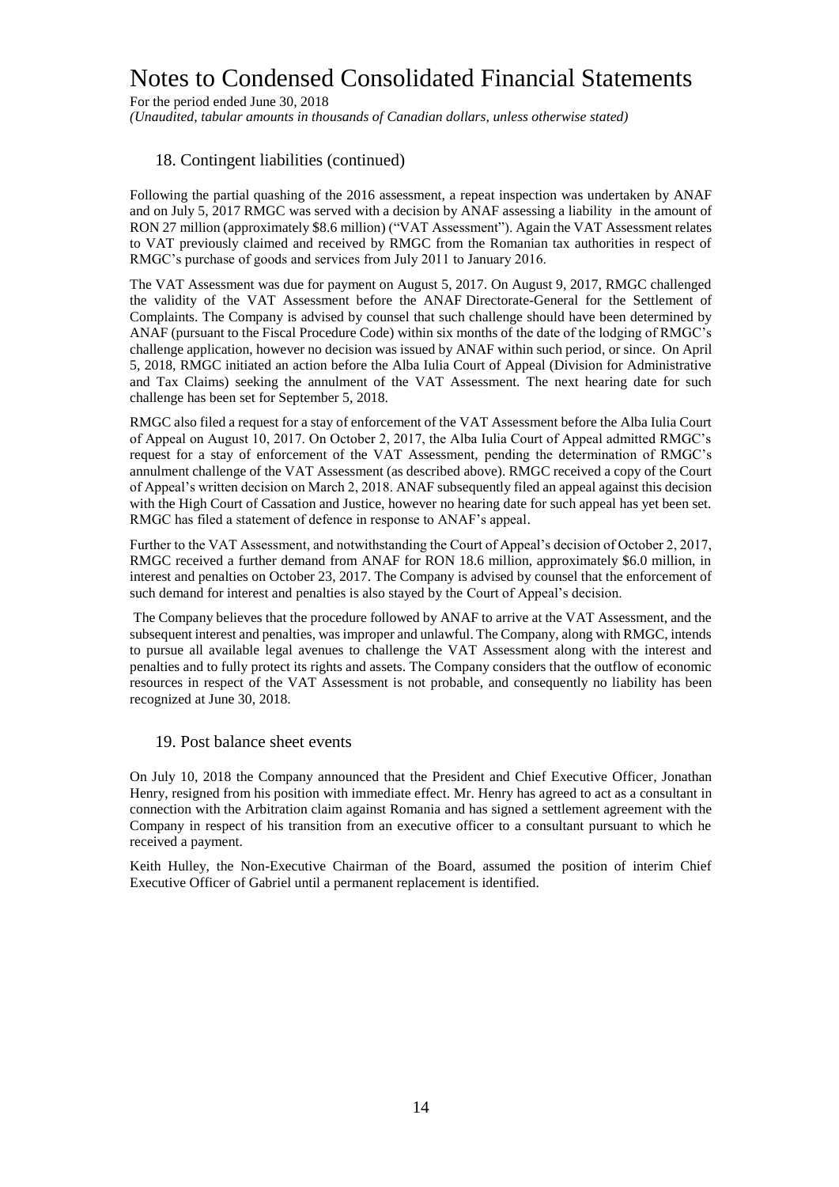# Notes to Condensed Consolidated Financial Statements

For the period ended June 30, 2018

*(Unaudited, tabular amounts in thousands of Canadian dollars, unless otherwise stated)*

## 18. Contingent liabilities (continued)

Following the partial quashing of the 2016 assessment, a repeat inspection was undertaken by ANAF and on July 5, 2017 RMGC was served with a decision by ANAF assessing a liability in the amount of RON 27 million (approximately $8.6 million) ("VAT Assessment"). Again the VAT Assessment relates to VAT previously claimed and received by RMGC from the Romanian tax authorities in respect of RMGC's purchase of goods and services from July 2011 to January 2016.

The VAT Assessment was due for payment on August 5, 2017. On August 9, 2017, RMGC challenged the validity of the VAT Assessment before the ANAF Directorate-General for the Settlement of Complaints. The Company is advised by counsel that such challenge should have been determined by ANAF (pursuant to the Fiscal Procedure Code) within six months of the date of the lodging of RMGC's challenge application, however no decision was issued by ANAF within such period, or since. On April 5, 2018, RMGC initiated an action before the Alba Iulia Court of Appeal (Division for Administrative and Tax Claims) seeking the annulment of the VAT Assessment. The next hearing date for such challenge has been set for September 5, 2018.

RMGC also filed a request for a stay of enforcement of the VAT Assessment before the Alba Iulia Court of Appeal on August 10, 2017. On October 2, 2017, the Alba Iulia Court of Appeal admitted RMGC's request for a stay of enforcement of the VAT Assessment, pending the determination of RMGC's annulment challenge of the VAT Assessment (as described above). RMGC received a copy of the Court of Appeal's written decision on March 2, 2018. ANAF subsequently filed an appeal against this decision with the High Court of Cassation and Justice, however no hearing date for such appeal has yet been set. RMGC has filed a statement of defence in response to ANAF's appeal.

Further to the VAT Assessment, and notwithstanding the Court of Appeal's decision of October 2, 2017, RMGC received a further demand from ANAF for RON 18.6 million, approximately $6.0 million, in interest and penalties on October 23, 2017. The Company is advised by counsel that the enforcement of such demand for interest and penalties is also stayed by the Court of Appeal's decision.

The Company believes that the procedure followed by ANAF to arrive at the VAT Assessment, and the subsequent interest and penalties, was improper and unlawful. The Company, along with RMGC, intends to pursue all available legal avenues to challenge the VAT Assessment along with the interest and penalties and to fully protect its rights and assets. The Company considers that the outflow of economic resources in respect of the VAT Assessment is not probable, and consequently no liability has been recognized at June 30, 2018.

## 19. Post balance sheet events

On July 10, 2018 the Company announced that the President and Chief Executive Officer, Jonathan Henry, resigned from his position with immediate effect. Mr. Henry has agreed to act as a consultant in connection with the Arbitration claim against Romania and has signed a settlement agreement with the Company in respect of his transition from an executive officer to a consultant pursuant to which he received a payment.

Keith Hulley, the Non-Executive Chairman of the Board, assumed the position of interim Chief Executive Officer of Gabriel until a permanent replacement is identified.